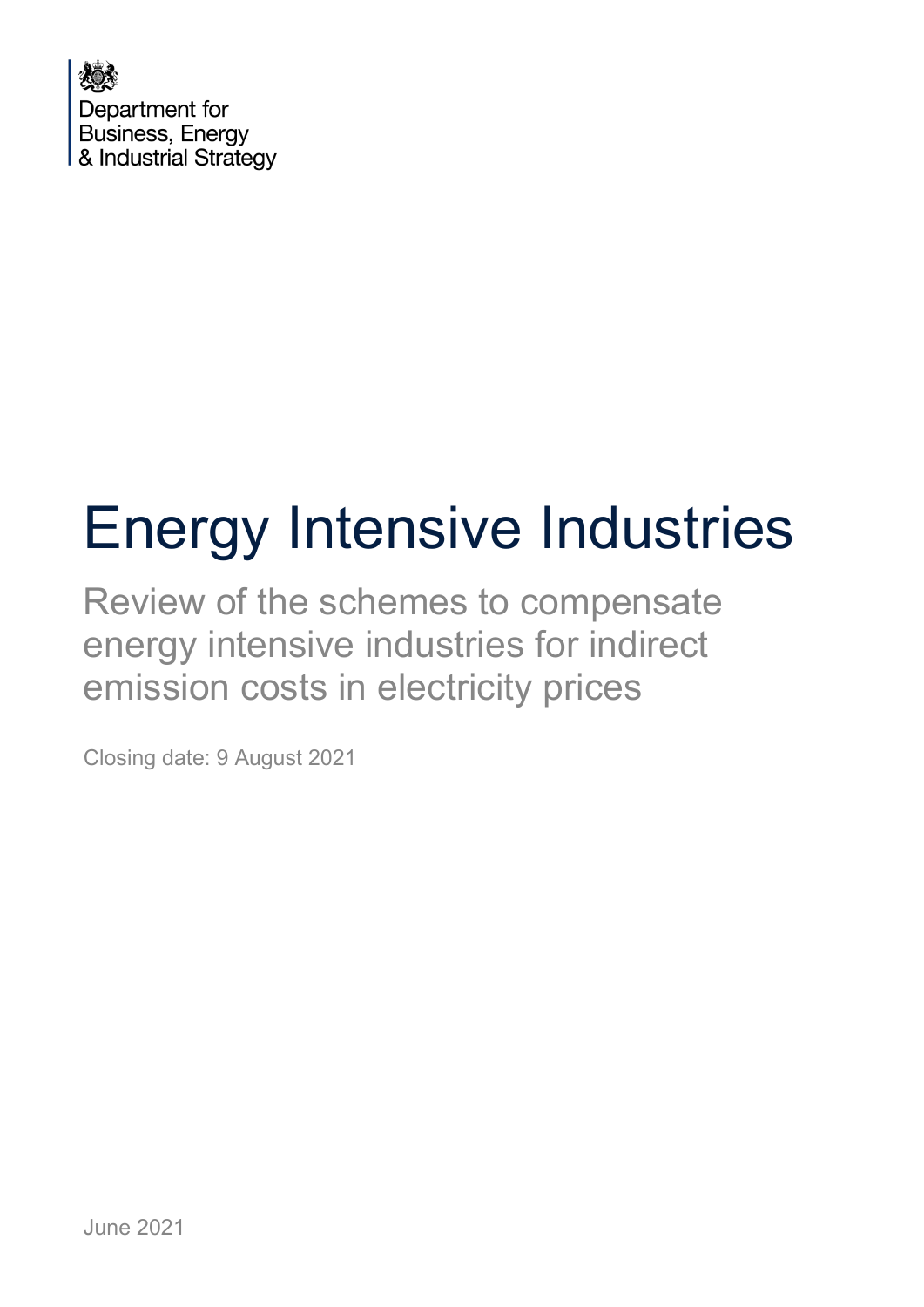Department for Business, Energy & Industrial Strategy

# Energy Intensive Industries

## Review of the schemes to compensate energy intensive industries for indirect emission costs in electricity prices

Closing date: 9 August 2021

June 2021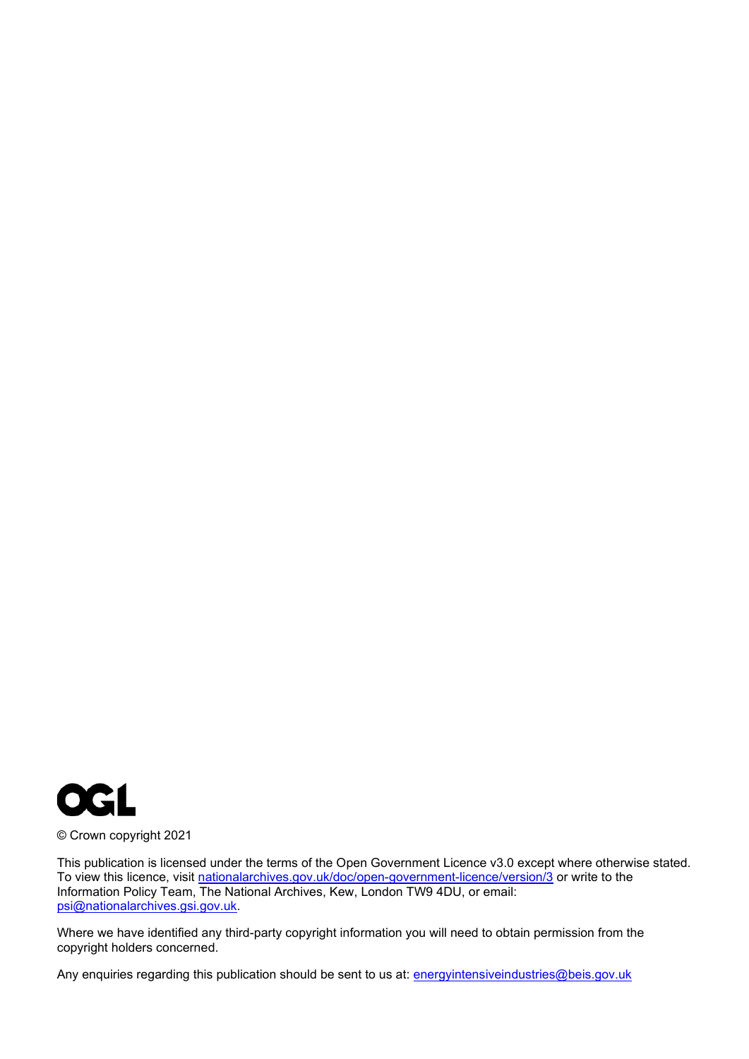© Crown copyright 2021

This publication is licensed under the terms of the Open Government Licence v3.0 except where otherwise stated. To view this licence, visit nationalarchives.gov.uk/doc/open-government-licence/version/3 or write to the Information Policy Team, The National Archives, Kew, London TW9 4DU, or email: psi@nationalarchives.gsi.gov.uk.

Where we have identified any third-party copyright information you will need to obtain permission from the copyright holders concerned.

Any enquiries regarding this publication should be sent to us at: energyintensiveindustries@beis.gov.uk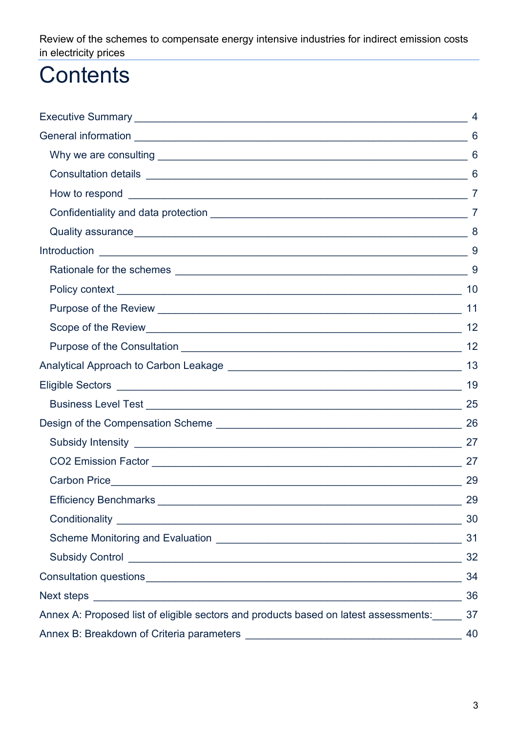# Contents

Executive Summary _______________________________________________ 4

General information _______________________________________________ 6

- Why we are consulting _______________________________________________ 6
- Consultation details _______________________________________________ 6
- How to respond _______________________________________________ 7
- Confidentiality and data protection _______________________________________________ 7
- Quality assurance _______________________________________________ 8

Introduction _______________________________________________ 9

- Rationale for the schemes _______________________________________________ 9
- Policy context _______________________________________________ 10
- Purpose of the Review _______________________________________________ 11
- Scope of the Review _______________________________________________ 12
- Purpose of the Consultation _______________________________________________ 12

Analytical Approach to Carbon Leakage _______________________________________________ 13

Eligible Sectors _______________________________________________ 19

- Business Level Test _______________________________________________ 25

Design of the Compensation Scheme _______________________________________________ 26

- Subsidy Intensity _______________________________________________ 27
- CO2 Emission Factor _______________________________________________ 27
- Carbon Price _______________________________________________ 29
- Efficiency Benchmarks _______________________________________________ 29
- Conditionality _______________________________________________ 30
- Scheme Monitoring and Evaluation _______________________________________________ 31
- Subsidy Control _______________________________________________ 32

Consultation questions _______________________________________________ 34

Next steps _______________________________________________ 36

Annex A: Proposed list of eligible sectors and products based on latest assessments:_____ 37

Annex B: Breakdown of Criteria parameters _______________________________________________ 40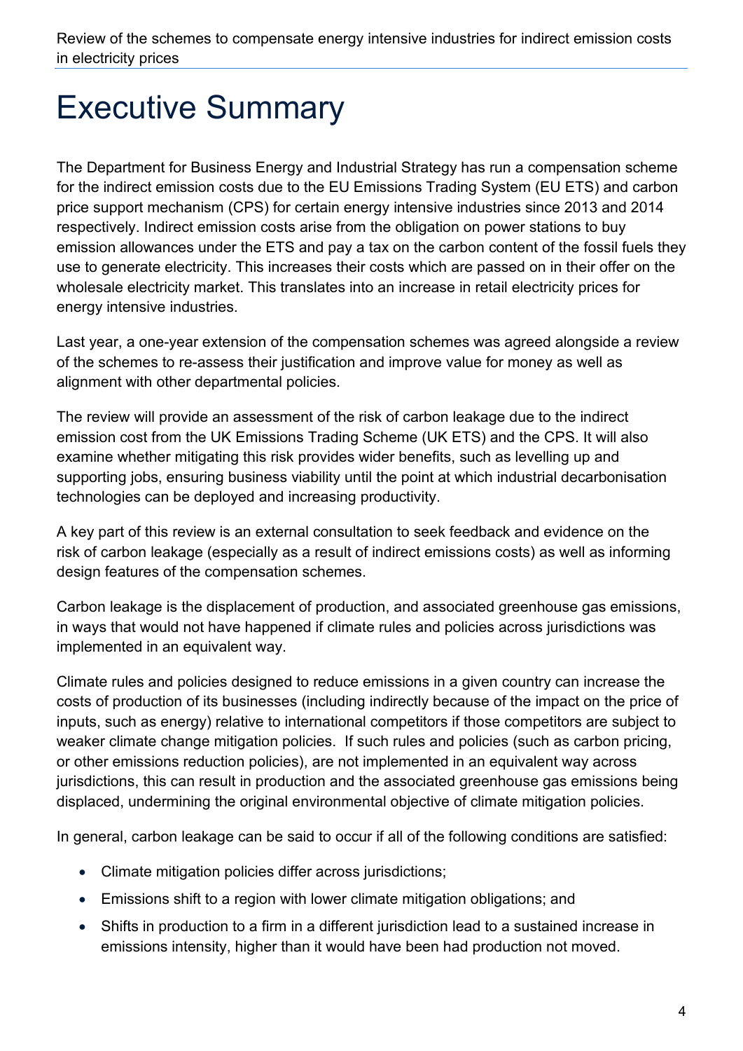# Executive Summary

The Department for Business Energy and Industrial Strategy has run a compensation scheme for the indirect emission costs due to the EU Emissions Trading System (EU ETS) and carbon price support mechanism (CPS) for certain energy intensive industries since 2013 and 2014 respectively. Indirect emission costs arise from the obligation on power stations to buy emission allowances under the ETS and pay a tax on the carbon content of the fossil fuels they use to generate electricity. This increases their costs which are passed on in their offer on the wholesale electricity market. This translates into an increase in retail electricity prices for energy intensive industries.

Last year, a one-year extension of the compensation schemes was agreed alongside a review of the schemes to re-assess their justification and improve value for money as well as alignment with other departmental policies.

The review will provide an assessment of the risk of carbon leakage due to the indirect emission cost from the UK Emissions Trading Scheme (UK ETS) and the CPS. It will also examine whether mitigating this risk provides wider benefits, such as levelling up and supporting jobs, ensuring business viability until the point at which industrial decarbonisation technologies can be deployed and increasing productivity.

A key part of this review is an external consultation to seek feedback and evidence on the risk of carbon leakage (especially as a result of indirect emissions costs) as well as informing design features of the compensation schemes.

Carbon leakage is the displacement of production, and associated greenhouse gas emissions, in ways that would not have happened if climate rules and policies across jurisdictions was implemented in an equivalent way.

Climate rules and policies designed to reduce emissions in a given country can increase the costs of production of its businesses (including indirectly because of the impact on the price of inputs, such as energy) relative to international competitors if those competitors are subject to weaker climate change mitigation policies. If such rules and policies (such as carbon pricing, or other emissions reduction policies), are not implemented in an equivalent way across jurisdictions, this can result in production and the associated greenhouse gas emissions being displaced, undermining the original environmental objective of climate mitigation policies.

In general, carbon leakage can be said to occur if all of the following conditions are satisfied:

- Climate mitigation policies differ across jurisdictions;
- Emissions shift to a region with lower climate mitigation obligations; and
- Shifts in production to a firm in a different jurisdiction lead to a sustained increase in emissions intensity, higher than it would have been had production not moved.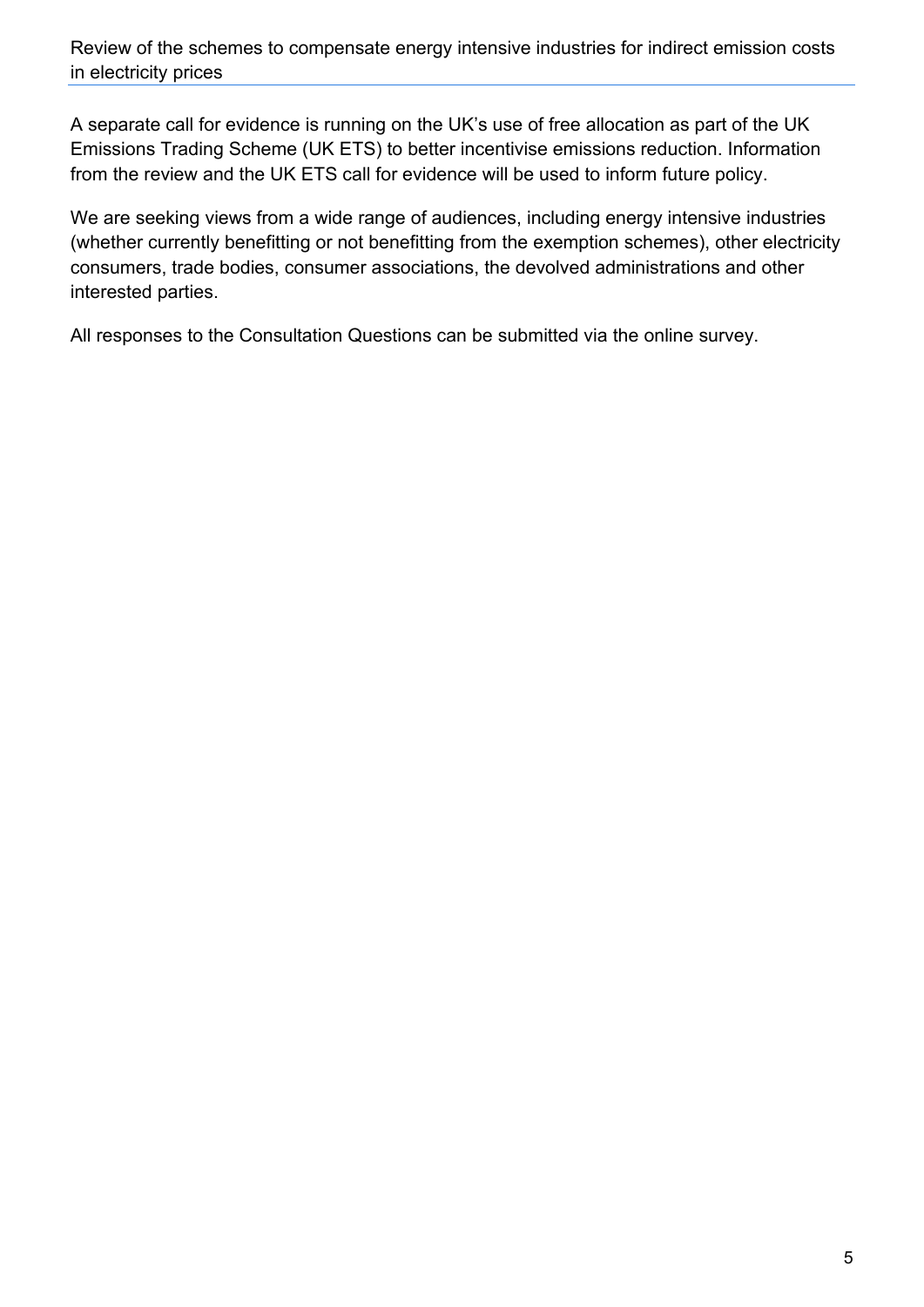A separate call for evidence is running on the UK's use of free allocation as part of the UK Emissions Trading Scheme (UK ETS) to better incentivise emissions reduction. Information from the review and the UK ETS call for evidence will be used to inform future policy.

We are seeking views from a wide range of audiences, including energy intensive industries (whether currently benefitting or not benefitting from the exemption schemes), other electricity consumers, trade bodies, consumer associations, the devolved administrations and other interested parties.

All responses to the Consultation Questions can be submitted via the online survey.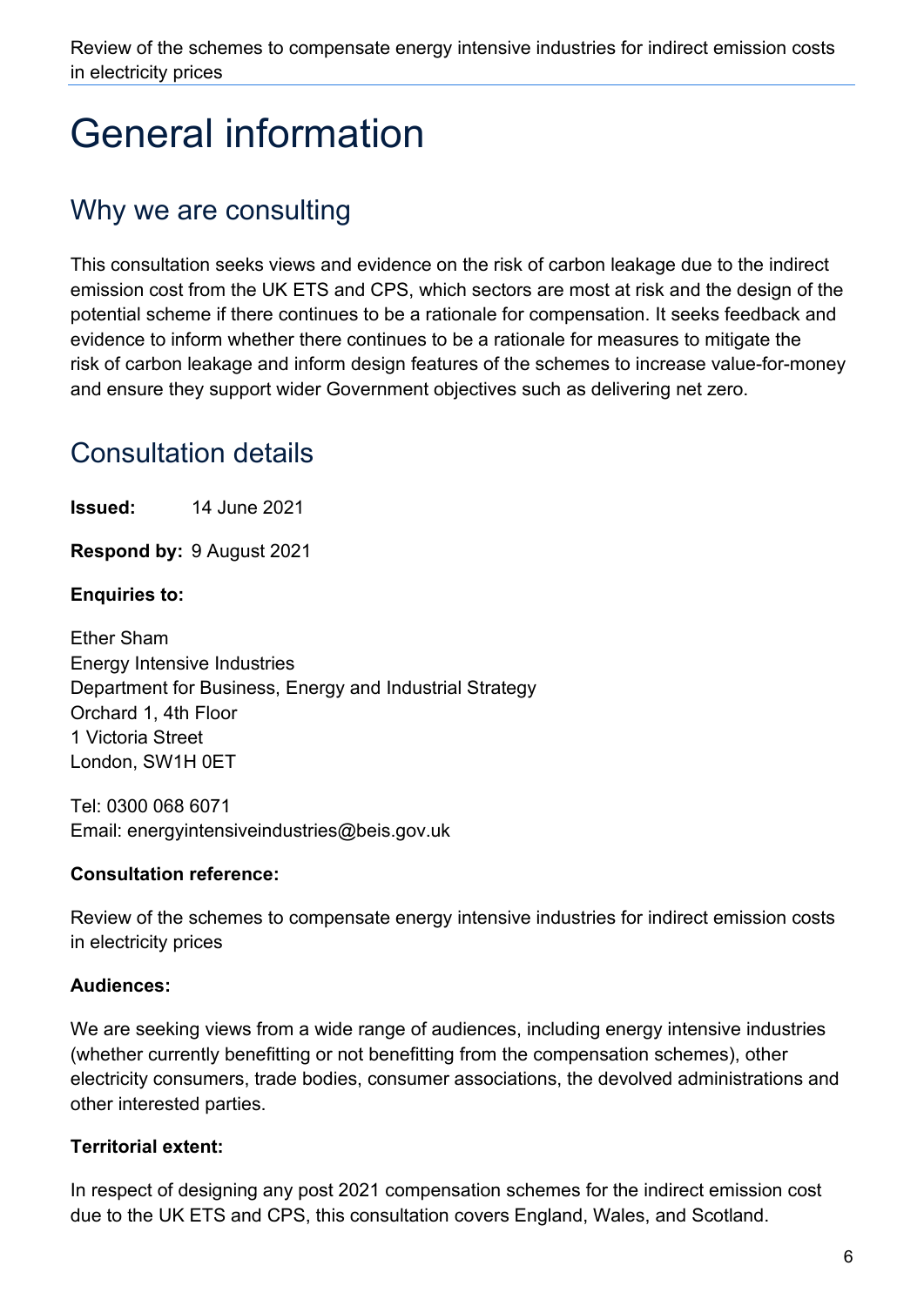# General information

## Why we are consulting

This consultation seeks views and evidence on the risk of carbon leakage due to the indirect emission cost from the UK ETS and CPS, which sectors are most at risk and the design of the potential scheme if there continues to be a rationale for compensation. It seeks feedback and evidence to inform whether there continues to be a rationale for measures to mitigate the risk of carbon leakage and inform design features of the schemes to increase value-for-money and ensure they support wider Government objectives such as delivering net zero.

## Consultation details

**Issued:** 14 June 2021

**Respond by:** 9 August 2021

**Enquiries to:**

Ether Sham
Energy Intensive Industries
Department for Business, Energy and Industrial Strategy
Orchard 1, 4th Floor
1 Victoria Street
London, SW1H 0ET

Tel: 0300 068 6071
Email: energyintensiveindustries@beis.gov.uk

**Consultation reference:**

Review of the schemes to compensate energy intensive industries for indirect emission costs in electricity prices

**Audiences:**

We are seeking views from a wide range of audiences, including energy intensive industries (whether currently benefitting or not benefitting from the compensation schemes), other electricity consumers, trade bodies, consumer associations, the devolved administrations and other interested parties.

**Territorial extent:**

In respect of designing any post 2021 compensation schemes for the indirect emission cost due to the UK ETS and CPS, this consultation covers England, Wales, and Scotland.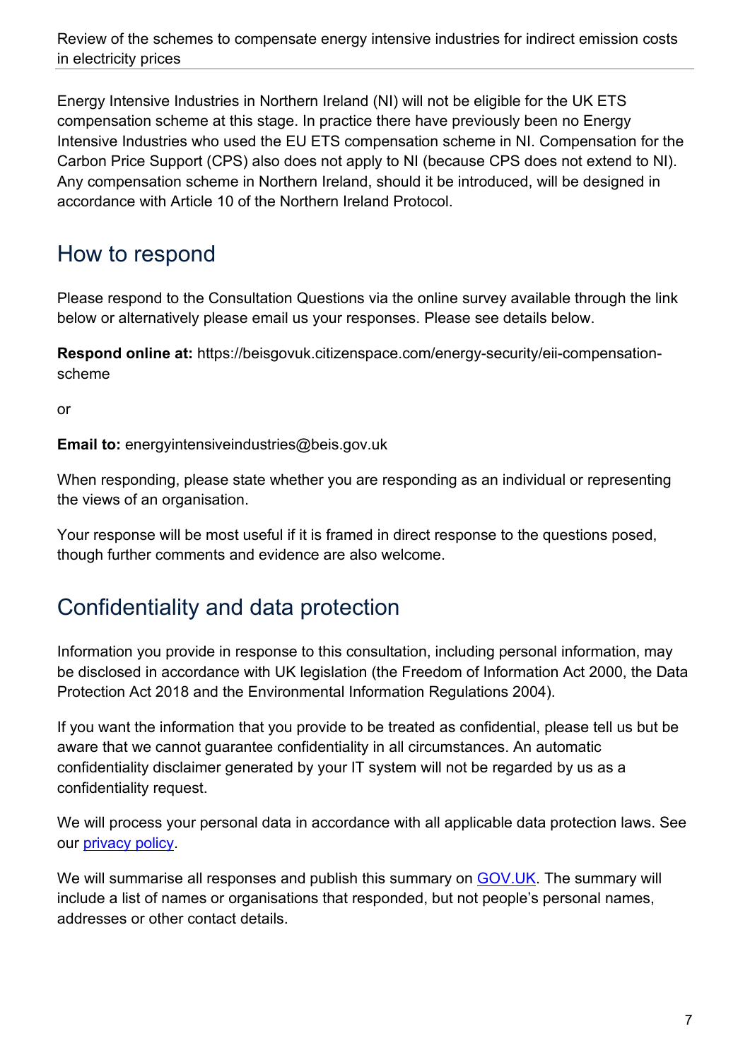Energy Intensive Industries in Northern Ireland (NI) will not be eligible for the UK ETS compensation scheme at this stage. In practice there have previously been no Energy Intensive Industries who used the EU ETS compensation scheme in NI. Compensation for the Carbon Price Support (CPS) also does not apply to NI (because CPS does not extend to NI). Any compensation scheme in Northern Ireland, should it be introduced, will be designed in accordance with Article 10 of the Northern Ireland Protocol.

## How to respond

Please respond to the Consultation Questions via the online survey available through the link below or alternatively please email us your responses. Please see details below.

**Respond online at:** https://beisgovuk.citizenspace.com/energy-security/eii-compensation-scheme

or

**Email to:** energyintensiveindustries@beis.gov.uk

When responding, please state whether you are responding as an individual or representing the views of an organisation.

Your response will be most useful if it is framed in direct response to the questions posed, though further comments and evidence are also welcome.

## Confidentiality and data protection

Information you provide in response to this consultation, including personal information, may be disclosed in accordance with UK legislation (the Freedom of Information Act 2000, the Data Protection Act 2018 and the Environmental Information Regulations 2004).

If you want the information that you provide to be treated as confidential, please tell us but be aware that we cannot guarantee confidentiality in all circumstances. An automatic confidentiality disclaimer generated by your IT system will not be regarded by us as a confidentiality request.

We will process your personal data in accordance with all applicable data protection laws. See our privacy policy.

We will summarise all responses and publish this summary on GOV.UK. The summary will include a list of names or organisations that responded, but not people's personal names, addresses or other contact details.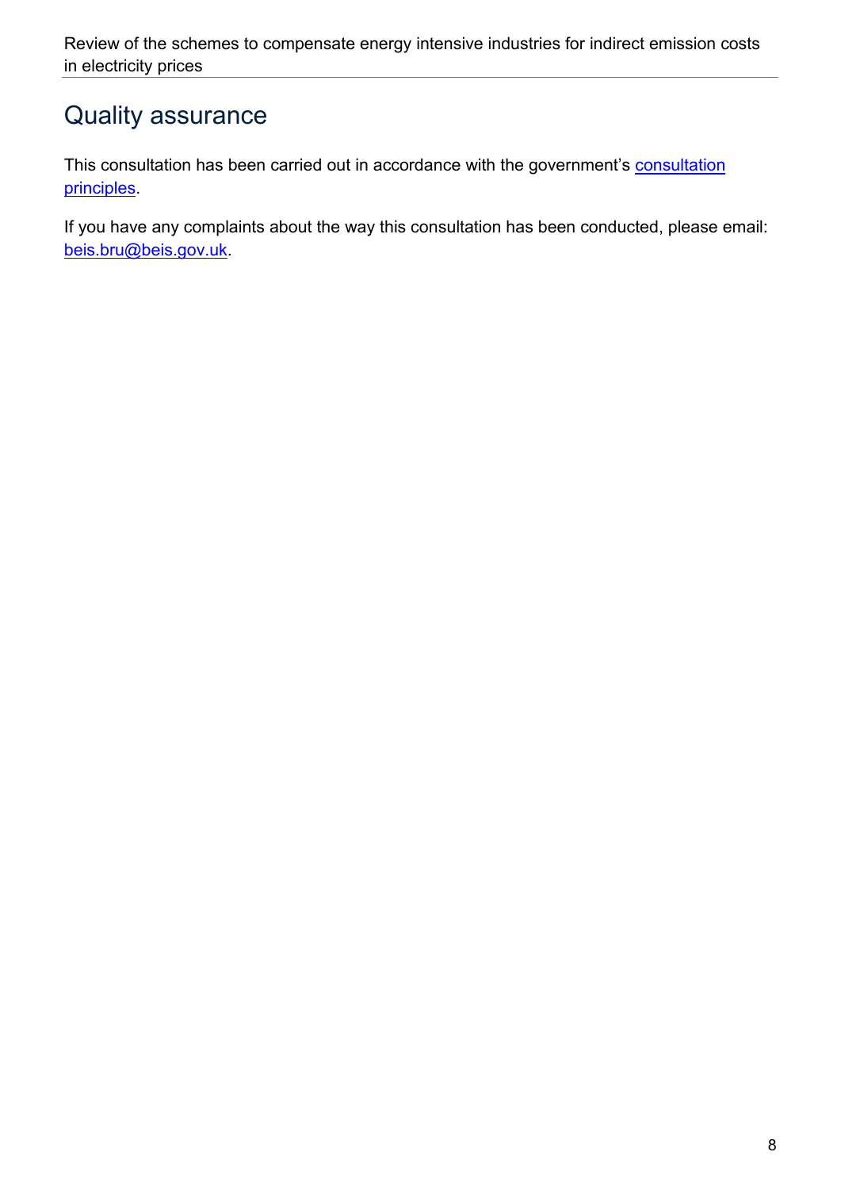## Quality assurance

This consultation has been carried out in accordance with the government's consultation principles.

If you have any complaints about the way this consultation has been conducted, please email: beis.bru@beis.gov.uk.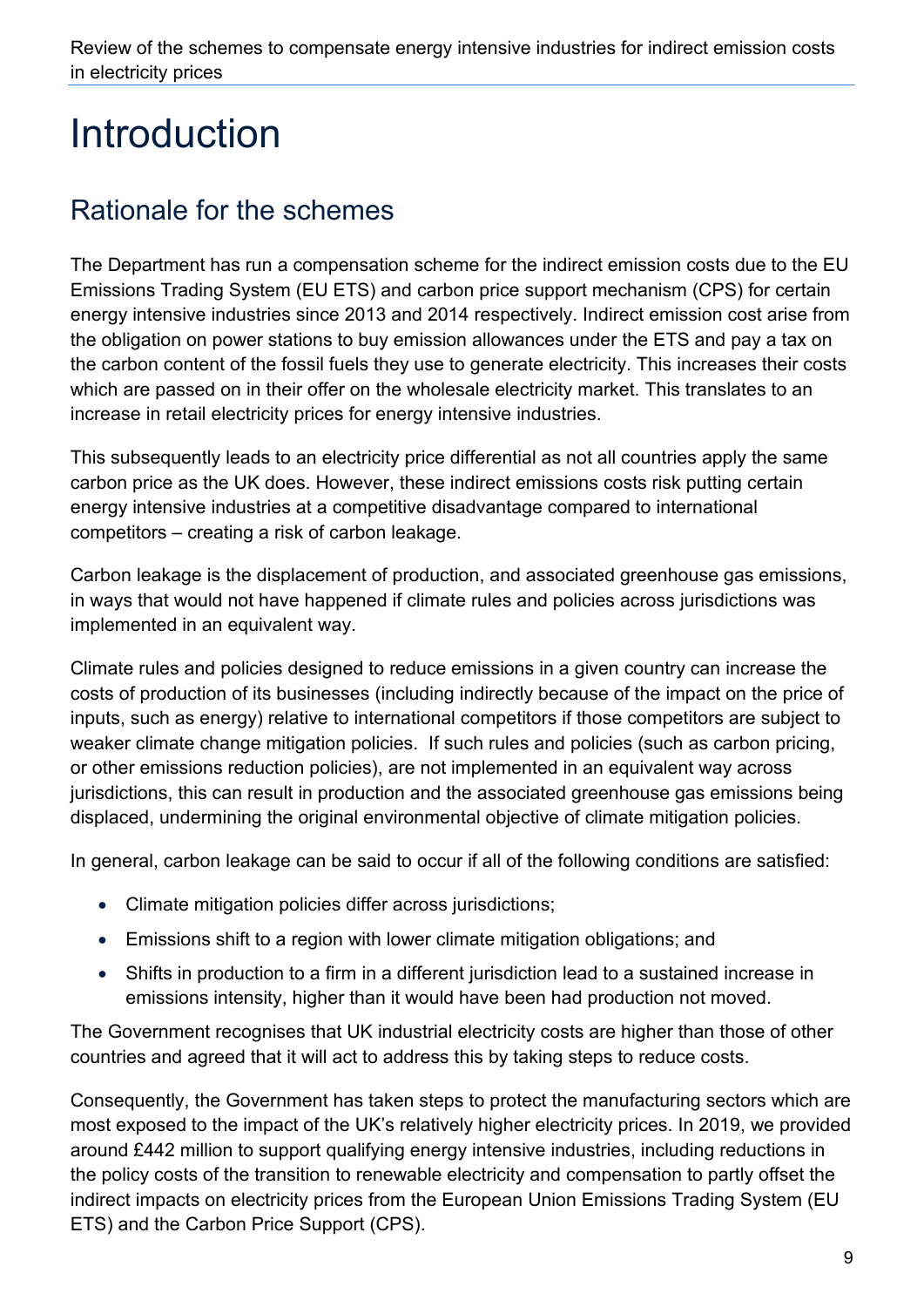# Introduction

## Rationale for the schemes

The Department has run a compensation scheme for the indirect emission costs due to the EU Emissions Trading System (EU ETS) and carbon price support mechanism (CPS) for certain energy intensive industries since 2013 and 2014 respectively. Indirect emission cost arise from the obligation on power stations to buy emission allowances under the ETS and pay a tax on the carbon content of the fossil fuels they use to generate electricity. This increases their costs which are passed on in their offer on the wholesale electricity market. This translates to an increase in retail electricity prices for energy intensive industries.

This subsequently leads to an electricity price differential as not all countries apply the same carbon price as the UK does. However, these indirect emissions costs risk putting certain energy intensive industries at a competitive disadvantage compared to international competitors – creating a risk of carbon leakage.

Carbon leakage is the displacement of production, and associated greenhouse gas emissions, in ways that would not have happened if climate rules and policies across jurisdictions was implemented in an equivalent way.

Climate rules and policies designed to reduce emissions in a given country can increase the costs of production of its businesses (including indirectly because of the impact on the price of inputs, such as energy) relative to international competitors if those competitors are subject to weaker climate change mitigation policies. If such rules and policies (such as carbon pricing, or other emissions reduction policies), are not implemented in an equivalent way across jurisdictions, this can result in production and the associated greenhouse gas emissions being displaced, undermining the original environmental objective of climate mitigation policies.

In general, carbon leakage can be said to occur if all of the following conditions are satisfied:

- Climate mitigation policies differ across jurisdictions;
- Emissions shift to a region with lower climate mitigation obligations; and
- Shifts in production to a firm in a different jurisdiction lead to a sustained increase in emissions intensity, higher than it would have been had production not moved.

The Government recognises that UK industrial electricity costs are higher than those of other countries and agreed that it will act to address this by taking steps to reduce costs.

Consequently, the Government has taken steps to protect the manufacturing sectors which are most exposed to the impact of the UK's relatively higher electricity prices. In 2019, we provided around £442 million to support qualifying energy intensive industries, including reductions in the policy costs of the transition to renewable electricity and compensation to partly offset the indirect impacts on electricity prices from the European Union Emissions Trading System (EU ETS) and the Carbon Price Support (CPS).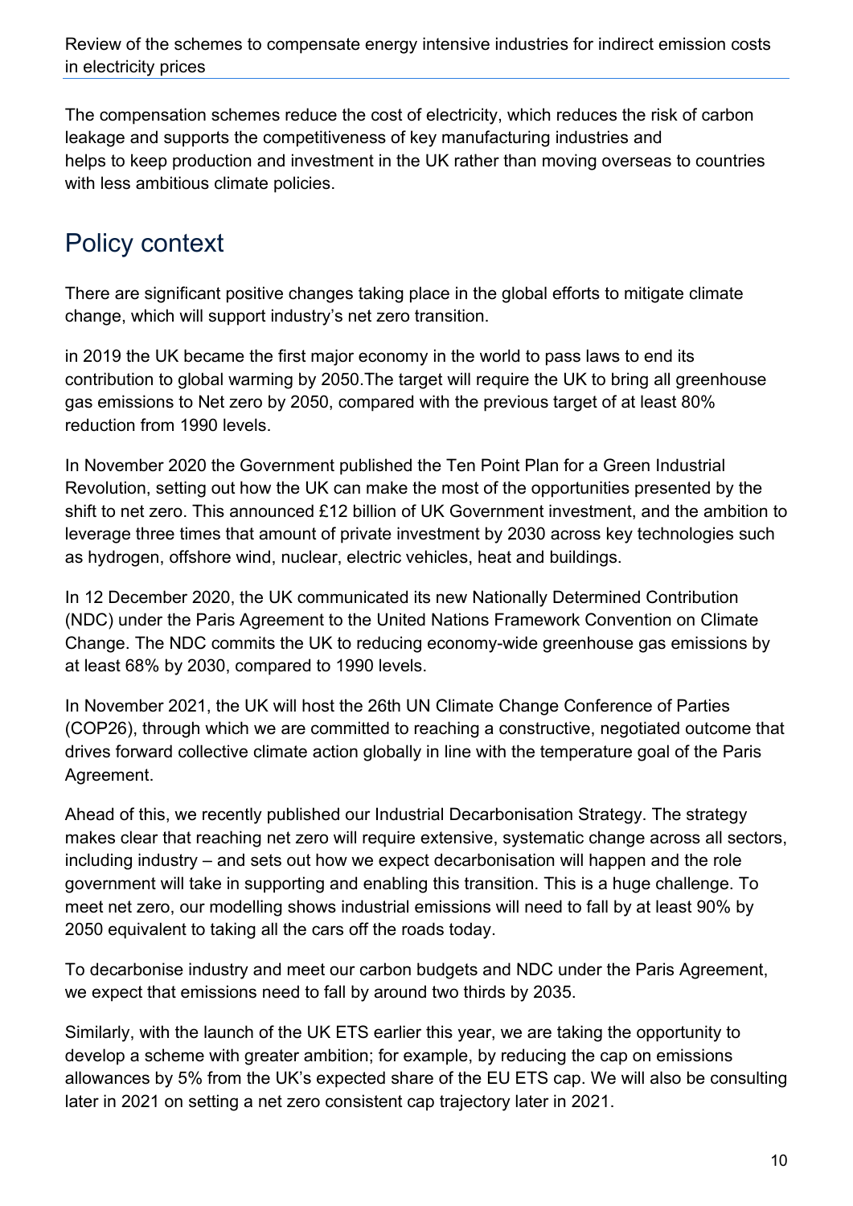The compensation schemes reduce the cost of electricity, which reduces the risk of carbon leakage and supports the competitiveness of key manufacturing industries and helps to keep production and investment in the UK rather than moving overseas to countries with less ambitious climate policies.

## Policy context

There are significant positive changes taking place in the global efforts to mitigate climate change, which will support industry's net zero transition.

in 2019 the UK became the first major economy in the world to pass laws to end its contribution to global warming by 2050.The target will require the UK to bring all greenhouse gas emissions to Net zero by 2050, compared with the previous target of at least 80% reduction from 1990 levels.

In November 2020 the Government published the Ten Point Plan for a Green Industrial Revolution, setting out how the UK can make the most of the opportunities presented by the shift to net zero. This announced £12 billion of UK Government investment, and the ambition to leverage three times that amount of private investment by 2030 across key technologies such as hydrogen, offshore wind, nuclear, electric vehicles, heat and buildings.

In 12 December 2020, the UK communicated its new Nationally Determined Contribution (NDC) under the Paris Agreement to the United Nations Framework Convention on Climate Change. The NDC commits the UK to reducing economy-wide greenhouse gas emissions by at least 68% by 2030, compared to 1990 levels.

In November 2021, the UK will host the 26th UN Climate Change Conference of Parties (COP26), through which we are committed to reaching a constructive, negotiated outcome that drives forward collective climate action globally in line with the temperature goal of the Paris Agreement.

Ahead of this, we recently published our Industrial Decarbonisation Strategy. The strategy makes clear that reaching net zero will require extensive, systematic change across all sectors, including industry – and sets out how we expect decarbonisation will happen and the role government will take in supporting and enabling this transition. This is a huge challenge. To meet net zero, our modelling shows industrial emissions will need to fall by at least 90% by 2050 equivalent to taking all the cars off the roads today.

To decarbonise industry and meet our carbon budgets and NDC under the Paris Agreement, we expect that emissions need to fall by around two thirds by 2035.

Similarly, with the launch of the UK ETS earlier this year, we are taking the opportunity to develop a scheme with greater ambition; for example, by reducing the cap on emissions allowances by 5% from the UK's expected share of the EU ETS cap. We will also be consulting later in 2021 on setting a net zero consistent cap trajectory later in 2021.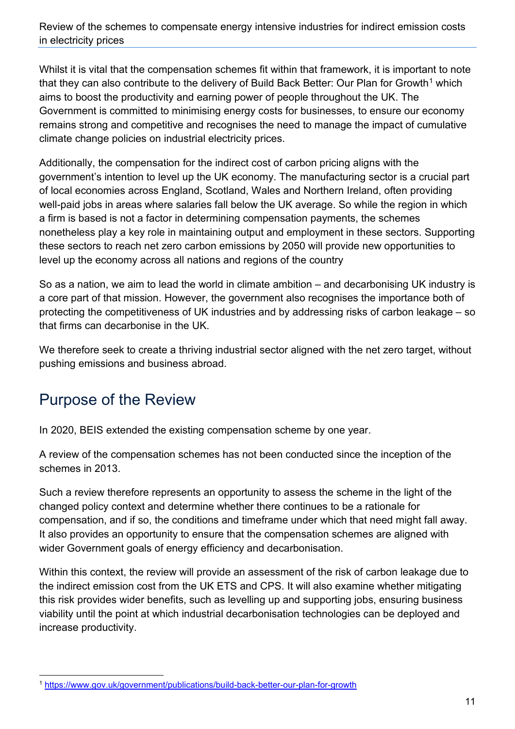Whilst it is vital that the compensation schemes fit within that framework, it is important to note that they can also contribute to the delivery of Build Back Better: Our Plan for Growth[1] which aims to boost the productivity and earning power of people throughout the UK. The Government is committed to minimising energy costs for businesses, to ensure our economy remains strong and competitive and recognises the need to manage the impact of cumulative climate change policies on industrial electricity prices.

Additionally, the compensation for the indirect cost of carbon pricing aligns with the government's intention to level up the UK economy. The manufacturing sector is a crucial part of local economies across England, Scotland, Wales and Northern Ireland, often providing well-paid jobs in areas where salaries fall below the UK average. So while the region in which a firm is based is not a factor in determining compensation payments, the schemes nonetheless play a key role in maintaining output and employment in these sectors. Supporting these sectors to reach net zero carbon emissions by 2050 will provide new opportunities to level up the economy across all nations and regions of the country

So as a nation, we aim to lead the world in climate ambition – and decarbonising UK industry is a core part of that mission. However, the government also recognises the importance both of protecting the competitiveness of UK industries and by addressing risks of carbon leakage – so that firms can decarbonise in the UK.

We therefore seek to create a thriving industrial sector aligned with the net zero target, without pushing emissions and business abroad.

## Purpose of the Review

In 2020, BEIS extended the existing compensation scheme by one year.

A review of the compensation schemes has not been conducted since the inception of the schemes in 2013.

Such a review therefore represents an opportunity to assess the scheme in the light of the changed policy context and determine whether there continues to be a rationale for compensation, and if so, the conditions and timeframe under which that need might fall away. It also provides an opportunity to ensure that the compensation schemes are aligned with wider Government goals of energy efficiency and decarbonisation.

Within this context, the review will provide an assessment of the risk of carbon leakage due to the indirect emission cost from the UK ETS and CPS. It will also examine whether mitigating this risk provides wider benefits, such as levelling up and supporting jobs, ensuring business viability until the point at which industrial decarbonisation technologies can be deployed and increase productivity.

[1] https://www.gov.uk/government/publications/build-back-better-our-plan-for-growth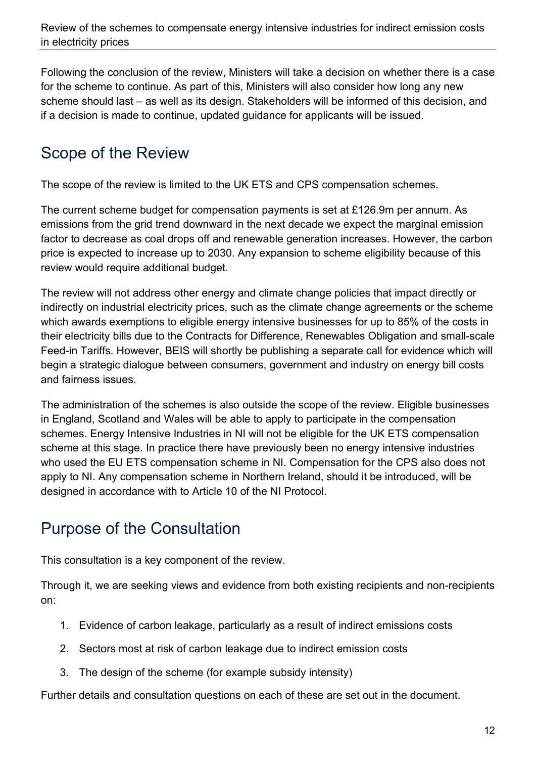Following the conclusion of the review, Ministers will take a decision on whether there is a case for the scheme to continue. As part of this, Ministers will also consider how long any new scheme should last – as well as its design. Stakeholders will be informed of this decision, and if a decision is made to continue, updated guidance for applicants will be issued.

## Scope of the Review

The scope of the review is limited to the UK ETS and CPS compensation schemes.

The current scheme budget for compensation payments is set at £126.9m per annum. As emissions from the grid trend downward in the next decade we expect the marginal emission factor to decrease as coal drops off and renewable generation increases. However, the carbon price is expected to increase up to 2030. Any expansion to scheme eligibility because of this review would require additional budget.

The review will not address other energy and climate change policies that impact directly or indirectly on industrial electricity prices, such as the climate change agreements or the scheme which awards exemptions to eligible energy intensive businesses for up to 85% of the costs in their electricity bills due to the Contracts for Difference, Renewables Obligation and small-scale Feed-in Tariffs. However, BEIS will shortly be publishing a separate call for evidence which will begin a strategic dialogue between consumers, government and industry on energy bill costs and fairness issues.

The administration of the schemes is also outside the scope of the review. Eligible businesses in England, Scotland and Wales will be able to apply to participate in the compensation schemes. Energy Intensive Industries in NI will not be eligible for the UK ETS compensation scheme at this stage. In practice there have previously been no energy intensive industries who used the EU ETS compensation scheme in NI. Compensation for the CPS also does not apply to NI. Any compensation scheme in Northern Ireland, should it be introduced, will be designed in accordance with to Article 10 of the NI Protocol.

## Purpose of the Consultation

This consultation is a key component of the review.

Through it, we are seeking views and evidence from both existing recipients and non-recipients on:

1. Evidence of carbon leakage, particularly as a result of indirect emissions costs
2. Sectors most at risk of carbon leakage due to indirect emission costs
3. The design of the scheme (for example subsidy intensity)

Further details and consultation questions on each of these are set out in the document.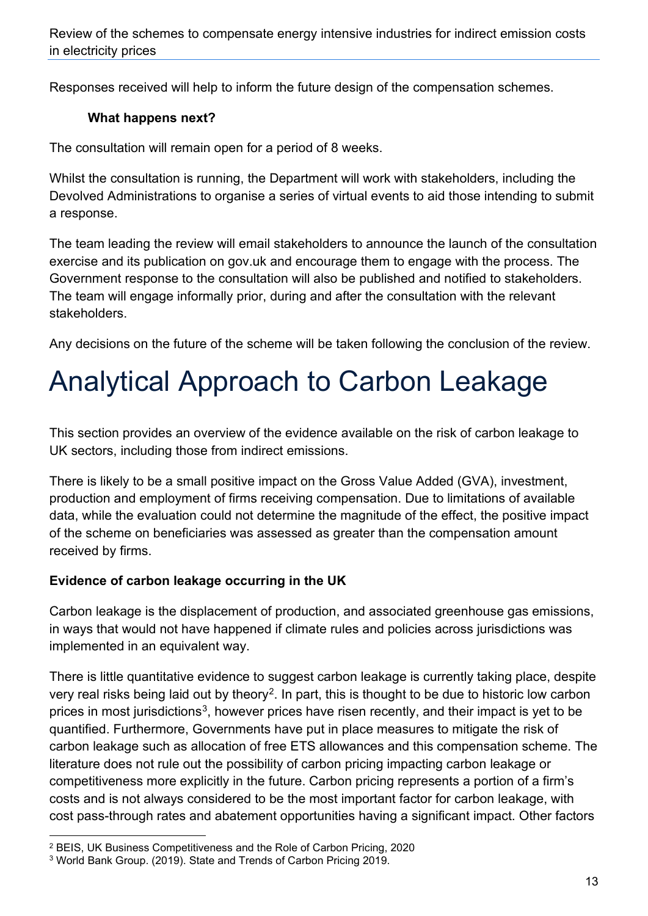Responses received will help to inform the future design of the compensation schemes.

### What happens next?

The consultation will remain open for a period of 8 weeks.

Whilst the consultation is running, the Department will work with stakeholders, including the Devolved Administrations to organise a series of virtual events to aid those intending to submit a response.

The team leading the review will email stakeholders to announce the launch of the consultation exercise and its publication on gov.uk and encourage them to engage with the process. The Government response to the consultation will also be published and notified to stakeholders. The team will engage informally prior, during and after the consultation with the relevant stakeholders.

Any decisions on the future of the scheme will be taken following the conclusion of the review.

# Analytical Approach to Carbon Leakage

This section provides an overview of the evidence available on the risk of carbon leakage to UK sectors, including those from indirect emissions.

There is likely to be a small positive impact on the Gross Value Added (GVA), investment, production and employment of firms receiving compensation. Due to limitations of available data, while the evaluation could not determine the magnitude of the effect, the positive impact of the scheme on beneficiaries was assessed as greater than the compensation amount received by firms.

**Evidence of carbon leakage occurring in the UK**

Carbon leakage is the displacement of production, and associated greenhouse gas emissions, in ways that would not have happened if climate rules and policies across jurisdictions was implemented in an equivalent way.

There is little quantitative evidence to suggest carbon leakage is currently taking place, despite very real risks being laid out by theory[2]. In part, this is thought to be due to historic low carbon prices in most jurisdictions[3], however prices have risen recently, and their impact is yet to be quantified. Furthermore, Governments have put in place measures to mitigate the risk of carbon leakage such as allocation of free ETS allowances and this compensation scheme. The literature does not rule out the possibility of carbon pricing impacting carbon leakage or competitiveness more explicitly in the future. Carbon pricing represents a portion of a firm's costs and is not always considered to be the most important factor for carbon leakage, with cost pass-through rates and abatement opportunities having a significant impact. Other factors

[2] BEIS, UK Business Competitiveness and the Role of Carbon Pricing, 2020

[3] World Bank Group. (2019). State and Trends of Carbon Pricing 2019.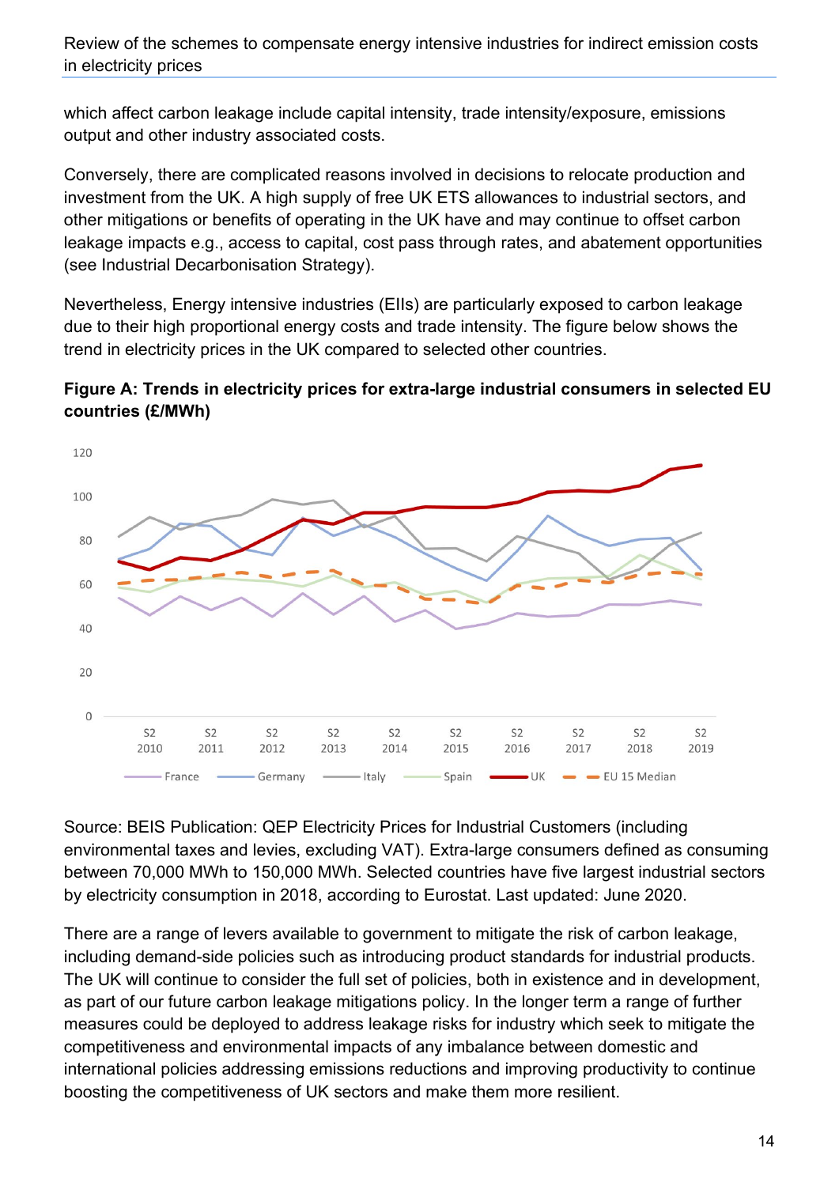which affect carbon leakage include capital intensity, trade intensity/exposure, emissions output and other industry associated costs.

Conversely, there are complicated reasons involved in decisions to relocate production and investment from the UK. A high supply of free UK ETS allowances to industrial sectors, and other mitigations or benefits of operating in the UK have and may continue to offset carbon leakage impacts e.g., access to capital, cost pass through rates, and abatement opportunities (see Industrial Decarbonisation Strategy).

Nevertheless, Energy intensive industries (EIIs) are particularly exposed to carbon leakage due to their high proportional energy costs and trade intensity. The figure below shows the trend in electricity prices in the UK compared to selected other countries.

**Figure A: Trends in electricity prices for extra-large industrial consumers in selected EU countries (£/MWh)**

Source: BEIS Publication: QEP Electricity Prices for Industrial Customers (including environmental taxes and levies, excluding VAT). Extra-large consumers defined as consuming between 70,000 MWh to 150,000 MWh. Selected countries have five largest industrial sectors by electricity consumption in 2018, according to Eurostat. Last updated: June 2020.

There are a range of levers available to government to mitigate the risk of carbon leakage, including demand-side policies such as introducing product standards for industrial products. The UK will continue to consider the full set of policies, both in existence and in development, as part of our future carbon leakage mitigations policy. In the longer term a range of further measures could be deployed to address leakage risks for industry which seek to mitigate the competitiveness and environmental impacts of any imbalance between domestic and international policies addressing emissions reductions and improving productivity to continue boosting the competitiveness of UK sectors and make them more resilient.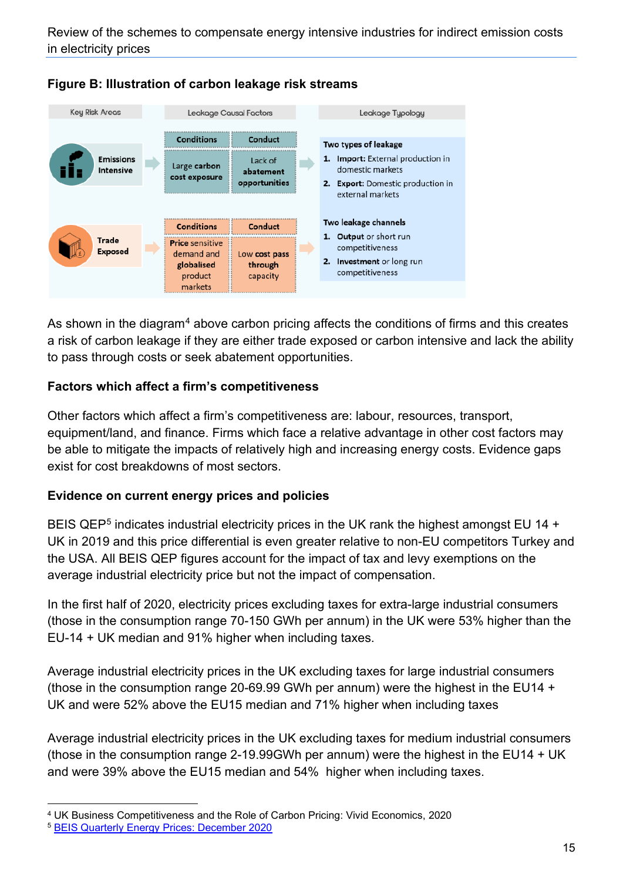**Figure B: Illustration of carbon leakage risk streams**

| Key Risk Areas | Leakage Causal Factors | | Leakage Typology |
|---|---|---|---|
| | Conditions | Conduct | |
| Emissions Intensive | Large carbon cost exposure | Lack of abatement opportunities | **Two types of leakage** 1. **Import:** External production in domestic markets 2. **Export:** Domestic production in external markets |
| | Conditions | Conduct | |
| Trade Exposed | Price sensitive demand and globalised product markets | Low cost pass through capacity | **Two leakage channels** 1. **Output** or short run competitiveness 2. **Investment** or long run competitiveness |

As shown in the diagram[4] above carbon pricing affects the conditions of firms and this creates a risk of carbon leakage if they are either trade exposed or carbon intensive and lack the ability to pass through costs or seek abatement opportunities.

### Factors which affect a firm's competitiveness

Other factors which affect a firm's competitiveness are: labour, resources, transport, equipment/land, and finance. Firms which face a relative advantage in other cost factors may be able to mitigate the impacts of relatively high and increasing energy costs. Evidence gaps exist for cost breakdowns of most sectors.

### Evidence on current energy prices and policies

BEIS QEP[5] indicates industrial electricity prices in the UK rank the highest amongst EU 14 + UK in 2019 and this price differential is even greater relative to non-EU competitors Turkey and the USA. All BEIS QEP figures account for the impact of tax and levy exemptions on the average industrial electricity price but not the impact of compensation.

In the first half of 2020, electricity prices excluding taxes for extra-large industrial consumers (those in the consumption range 70-150 GWh per annum) in the UK were 53% higher than the EU-14 + UK median and 91% higher when including taxes.

Average industrial electricity prices in the UK excluding taxes for large industrial consumers (those in the consumption range 20-69.99 GWh per annum) were the highest in the EU14 + UK and were 52% above the EU15 median and 71% higher when including taxes

Average industrial electricity prices in the UK excluding taxes for medium industrial consumers (those in the consumption range 2-19.99GWh per annum) were the highest in the EU14 + UK and were 39% above the EU15 median and 54% higher when including taxes.

---

[4] UK Business Competitiveness and the Role of Carbon Pricing: Vivid Economics, 2020

[5] BEIS Quarterly Energy Prices: December 2020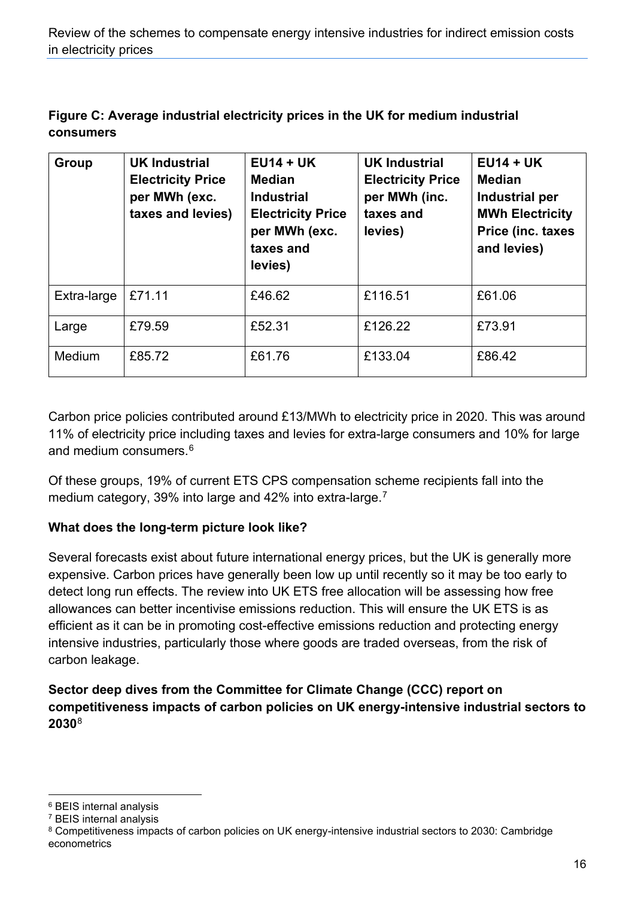**Figure C: Average industrial electricity prices in the UK for medium industrial consumers**

| Group | UK Industrial Electricity Price per MWh (exc. taxes and levies) | EU14 + UK Median Industrial Electricity Price per MWh (exc. taxes and levies) | UK Industrial Electricity Price per MWh (inc. taxes and levies) | EU14 + UK Median Industrial per MWh Electricity Price (inc. taxes and levies) |
|---|---|---|---|---|
| Extra-large | £71.11 | £46.62 | £116.51 | £61.06 |
| Large | £79.59 | £52.31 | £126.22 | £73.91 |
| Medium | £85.72 | £61.76 | £133.04 | £86.42 |

Carbon price policies contributed around £13/MWh to electricity price in 2020. This was around 11% of electricity price including taxes and levies for extra-large consumers and 10% for large and medium consumers.[6]

Of these groups, 19% of current ETS CPS compensation scheme recipients fall into the medium category, 39% into large and 42% into extra-large.[7]

**What does the long-term picture look like?**

Several forecasts exist about future international energy prices, but the UK is generally more expensive. Carbon prices have generally been low up until recently so it may be too early to detect long run effects. The review into UK ETS free allocation will be assessing how free allowances can better incentivise emissions reduction. This will ensure the UK ETS is as efficient as it can be in promoting cost-effective emissions reduction and protecting energy intensive industries, particularly those where goods are traded overseas, from the risk of carbon leakage.

**Sector deep dives from the Committee for Climate Change (CCC) report on competitiveness impacts of carbon policies on UK energy-intensive industrial sectors to 2030**[8]

---

[6] BEIS internal analysis

[7] BEIS internal analysis

[8] Competitiveness impacts of carbon policies on UK energy-intensive industrial sectors to 2030: Cambridge econometrics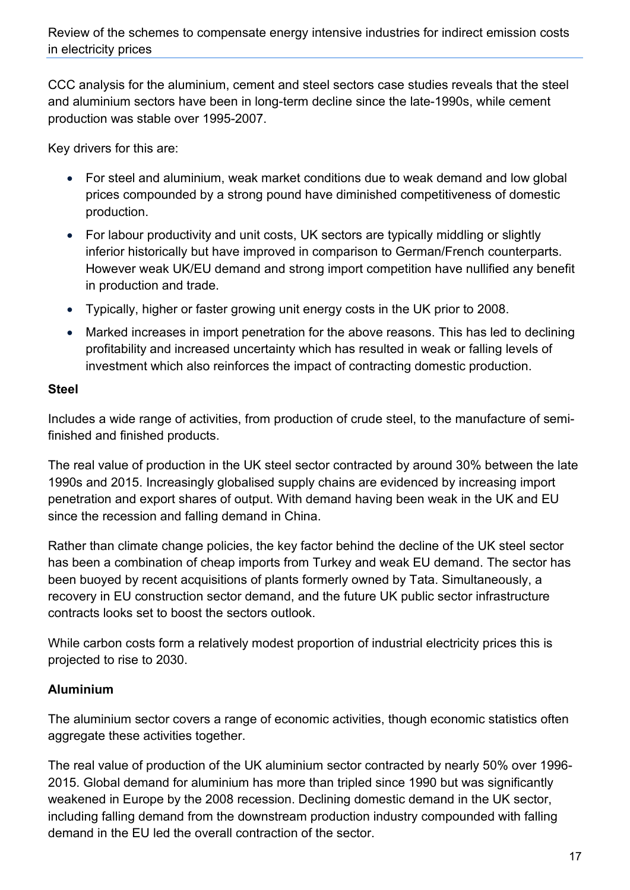CCC analysis for the aluminium, cement and steel sectors case studies reveals that the steel and aluminium sectors have been in long-term decline since the late-1990s, while cement production was stable over 1995-2007.

Key drivers for this are:

- For steel and aluminium, weak market conditions due to weak demand and low global prices compounded by a strong pound have diminished competitiveness of domestic production.
- For labour productivity and unit costs, UK sectors are typically middling or slightly inferior historically but have improved in comparison to German/French counterparts. However weak UK/EU demand and strong import competition have nullified any benefit in production and trade.
- Typically, higher or faster growing unit energy costs in the UK prior to 2008.
- Marked increases in import penetration for the above reasons. This has led to declining profitability and increased uncertainty which has resulted in weak or falling levels of investment which also reinforces the impact of contracting domestic production.

**Steel**

Includes a wide range of activities, from production of crude steel, to the manufacture of semi-finished and finished products.

The real value of production in the UK steel sector contracted by around 30% between the late 1990s and 2015. Increasingly globalised supply chains are evidenced by increasing import penetration and export shares of output. With demand having been weak in the UK and EU since the recession and falling demand in China.

Rather than climate change policies, the key factor behind the decline of the UK steel sector has been a combination of cheap imports from Turkey and weak EU demand. The sector has been buoyed by recent acquisitions of plants formerly owned by Tata. Simultaneously, a recovery in EU construction sector demand, and the future UK public sector infrastructure contracts looks set to boost the sectors outlook.

While carbon costs form a relatively modest proportion of industrial electricity prices this is projected to rise to 2030.

**Aluminium**

The aluminium sector covers a range of economic activities, though economic statistics often aggregate these activities together.

The real value of production of the UK aluminium sector contracted by nearly 50% over 1996-2015. Global demand for aluminium has more than tripled since 1990 but was significantly weakened in Europe by the 2008 recession. Declining domestic demand in the UK sector, including falling demand from the downstream production industry compounded with falling demand in the EU led the overall contraction of the sector.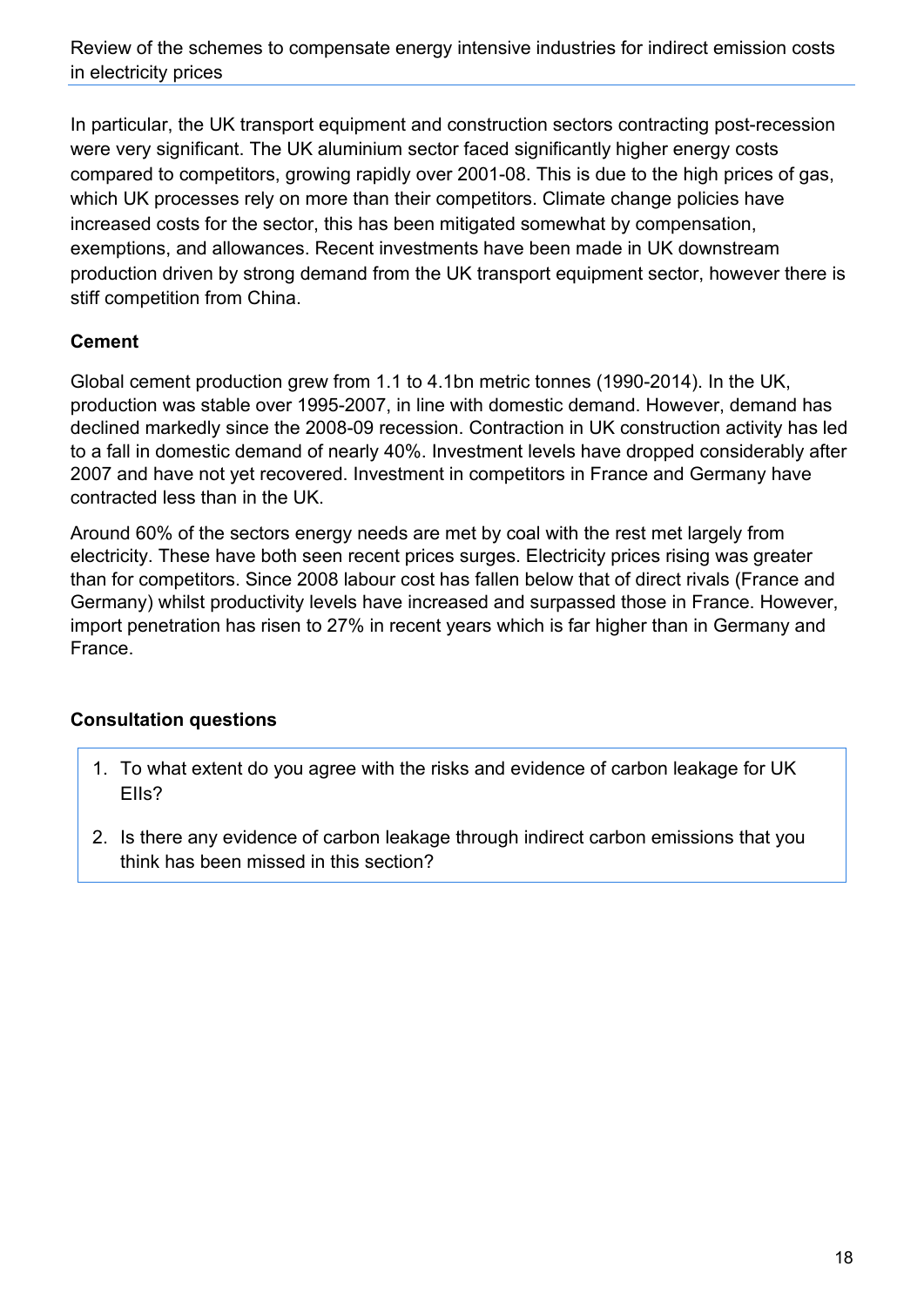In particular, the UK transport equipment and construction sectors contracting post-recession were very significant. The UK aluminium sector faced significantly higher energy costs compared to competitors, growing rapidly over 2001-08. This is due to the high prices of gas, which UK processes rely on more than their competitors. Climate change policies have increased costs for the sector, this has been mitigated somewhat by compensation, exemptions, and allowances. Recent investments have been made in UK downstream production driven by strong demand from the UK transport equipment sector, however there is stiff competition from China.

**Cement**

Global cement production grew from 1.1 to 4.1bn metric tonnes (1990-2014). In the UK, production was stable over 1995-2007, in line with domestic demand. However, demand has declined markedly since the 2008-09 recession. Contraction in UK construction activity has led to a fall in domestic demand of nearly 40%. Investment levels have dropped considerably after 2007 and have not yet recovered. Investment in competitors in France and Germany have contracted less than in the UK.

Around 60% of the sectors energy needs are met by coal with the rest met largely from electricity. These have both seen recent prices surges. Electricity prices rising was greater than for competitors. Since 2008 labour cost has fallen below that of direct rivals (France and Germany) whilst productivity levels have increased and surpassed those in France. However, import penetration has risen to 27% in recent years which is far higher than in Germany and France.

**Consultation questions**

1. To what extent do you agree with the risks and evidence of carbon leakage for UK EIIs?
2. Is there any evidence of carbon leakage through indirect carbon emissions that you think has been missed in this section?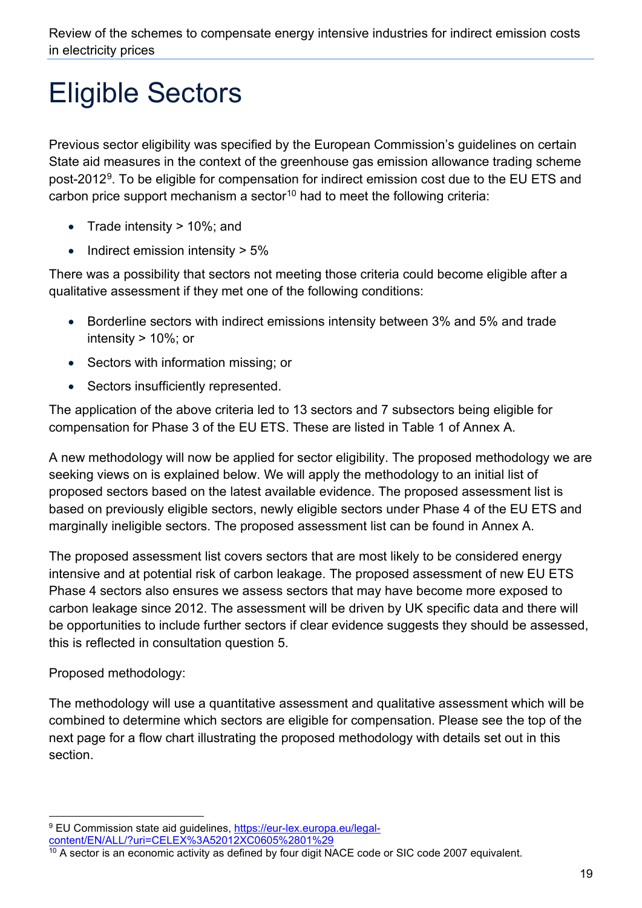# Eligible Sectors

Previous sector eligibility was specified by the European Commission's guidelines on certain State aid measures in the context of the greenhouse gas emission allowance trading scheme post-2012[9]. To be eligible for compensation for indirect emission cost due to the EU ETS and carbon price support mechanism a sector[10] had to meet the following criteria:

- Trade intensity > 10%; and
- Indirect emission intensity > 5%

There was a possibility that sectors not meeting those criteria could become eligible after a qualitative assessment if they met one of the following conditions:

- Borderline sectors with indirect emissions intensity between 3% and 5% and trade intensity > 10%; or
- Sectors with information missing; or
- Sectors insufficiently represented.

The application of the above criteria led to 13 sectors and 7 subsectors being eligible for compensation for Phase 3 of the EU ETS. These are listed in Table 1 of Annex A.

A new methodology will now be applied for sector eligibility. The proposed methodology we are seeking views on is explained below. We will apply the methodology to an initial list of proposed sectors based on the latest available evidence. The proposed assessment list is based on previously eligible sectors, newly eligible sectors under Phase 4 of the EU ETS and marginally ineligible sectors. The proposed assessment list can be found in Annex A.

The proposed assessment list covers sectors that are most likely to be considered energy intensive and at potential risk of carbon leakage. The proposed assessment of new EU ETS Phase 4 sectors also ensures we assess sectors that may have become more exposed to carbon leakage since 2012. The assessment will be driven by UK specific data and there will be opportunities to include further sectors if clear evidence suggests they should be assessed, this is reflected in consultation question 5.

Proposed methodology:

The methodology will use a quantitative assessment and qualitative assessment which will be combined to determine which sectors are eligible for compensation. Please see the top of the next page for a flow chart illustrating the proposed methodology with details set out in this section.

---

[9] EU Commission state aid guidelines, https://eur-lex.europa.eu/legal-content/EN/ALL/?uri=CELEX%3A52012XC0605%2801%29

[10] A sector is an economic activity as defined by four digit NACE code or SIC code 2007 equivalent.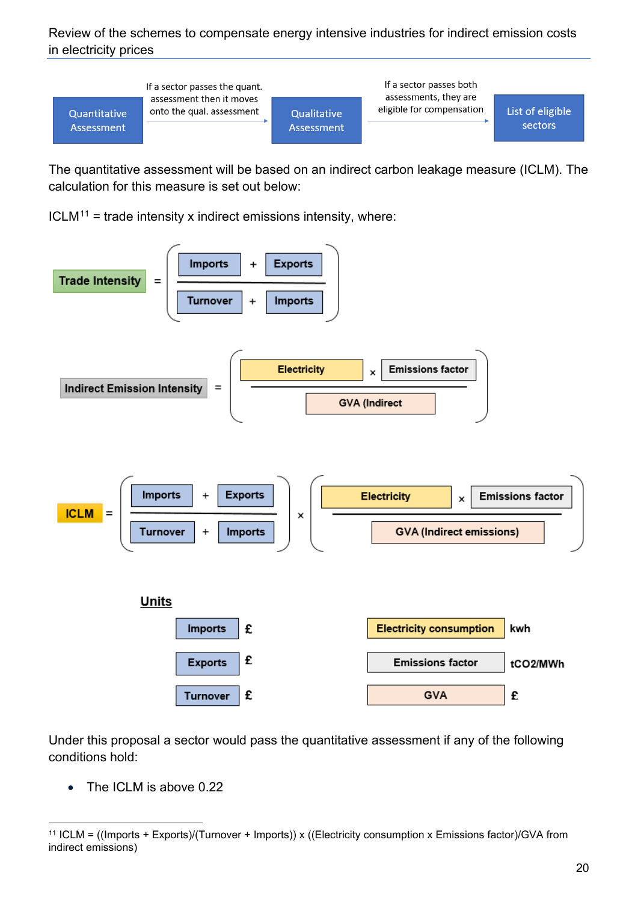Quantitative Assessment → If a sector passes the quant. assessment then it moves onto the qual. assessment → Qualitative Assessment → If a sector passes both assessments, they are eligible for compensation → List of eligible sectors

The quantitative assessment will be based on an indirect carbon leakage measure (ICLM). The calculation for this measure is set out below:

ICLM[11] = trade intensity x indirect emissions intensity, where:

$$\text{Trade Intensity} = \left( \frac{\text{Imports} + \text{Exports}}{\text{Turnover} + \text{Imports}} \right)$$

$$\text{Indirect Emission Intensity} = \left( \frac{\text{Electricity} \times \text{Emissions factor}}{\text{GVA (Indirect}} \right)$$

$$\text{ICLM} = \left( \frac{\text{Imports} + \text{Exports}}{\text{Turnover} + \text{Imports}} \right) \times \left( \frac{\text{Electricity} \times \text{Emissions factor}}{\text{GVA (Indirect emissions)}} \right)$$

**Units**

| | | | |
|---|---|---|---|
| Imports | £ | Electricity consumption | kwh |
| Exports | £ | Emissions factor | $tCO_2/MWh$ |
| Turnover | £ | GVA | £ |

Under this proposal a sector would pass the quantitative assessment if any of the following conditions hold:

- The ICLM is above 0.22

[11] ICLM = ((Imports + Exports)/(Turnover + Imports)) x ((Electricity consumption x Emissions factor)/GVA from indirect emissions)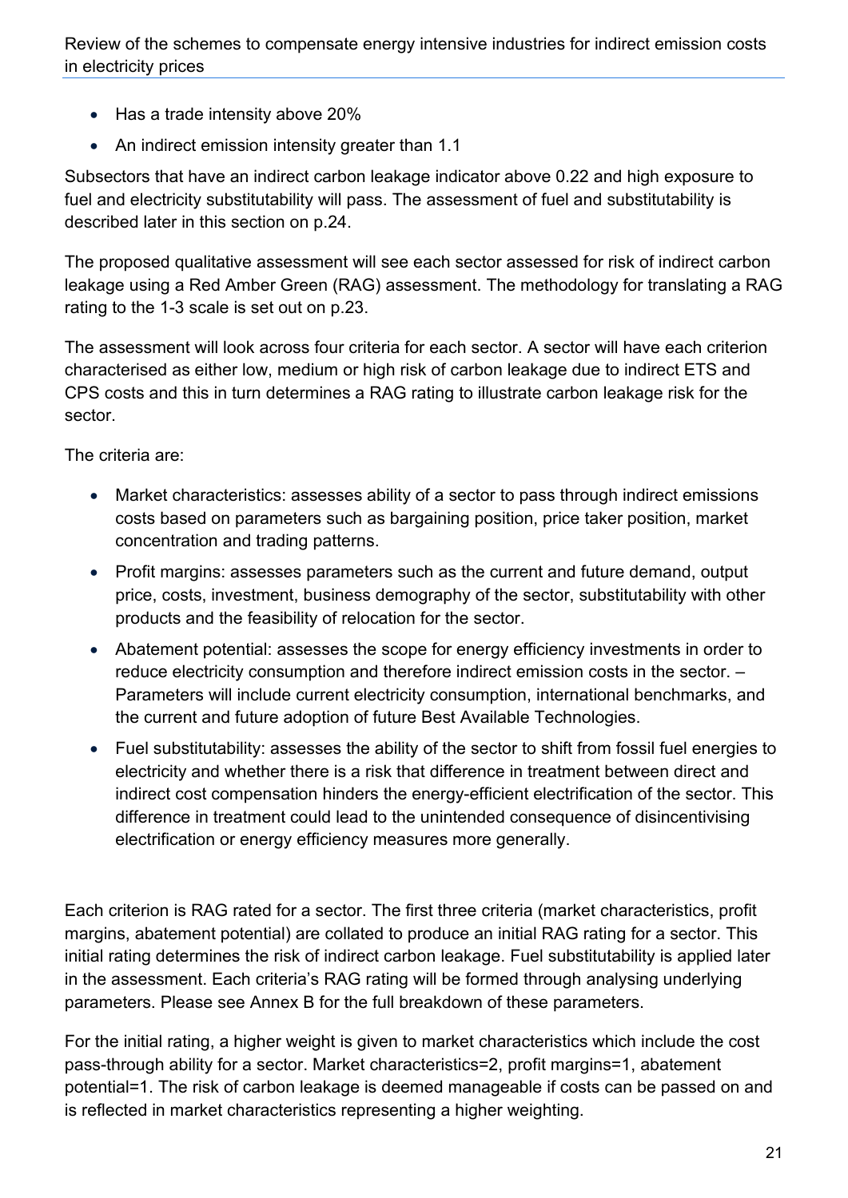- Has a trade intensity above 20%
- An indirect emission intensity greater than 1.1

Subsectors that have an indirect carbon leakage indicator above 0.22 and high exposure to fuel and electricity substitutability will pass. The assessment of fuel and substitutability is described later in this section on p.24.

The proposed qualitative assessment will see each sector assessed for risk of indirect carbon leakage using a Red Amber Green (RAG) assessment. The methodology for translating a RAG rating to the 1-3 scale is set out on p.23.

The assessment will look across four criteria for each sector. A sector will have each criterion characterised as either low, medium or high risk of carbon leakage due to indirect ETS and CPS costs and this in turn determines a RAG rating to illustrate carbon leakage risk for the sector.

The criteria are:

- Market characteristics: assesses ability of a sector to pass through indirect emissions costs based on parameters such as bargaining position, price taker position, market concentration and trading patterns.
- Profit margins: assesses parameters such as the current and future demand, output price, costs, investment, business demography of the sector, substitutability with other products and the feasibility of relocation for the sector.
- Abatement potential: assesses the scope for energy efficiency investments in order to reduce electricity consumption and therefore indirect emission costs in the sector. – Parameters will include current electricity consumption, international benchmarks, and the current and future adoption of future Best Available Technologies.
- Fuel substitutability: assesses the ability of the sector to shift from fossil fuel energies to electricity and whether there is a risk that difference in treatment between direct and indirect cost compensation hinders the energy-efficient electrification of the sector. This difference in treatment could lead to the unintended consequence of disincentivising electrification or energy efficiency measures more generally.

Each criterion is RAG rated for a sector. The first three criteria (market characteristics, profit margins, abatement potential) are collated to produce an initial RAG rating for a sector. This initial rating determines the risk of indirect carbon leakage. Fuel substitutability is applied later in the assessment. Each criteria's RAG rating will be formed through analysing underlying parameters. Please see Annex B for the full breakdown of these parameters.

For the initial rating, a higher weight is given to market characteristics which include the cost pass-through ability for a sector. Market characteristics=2, profit margins=1, abatement potential=1. The risk of carbon leakage is deemed manageable if costs can be passed on and is reflected in market characteristics representing a higher weighting.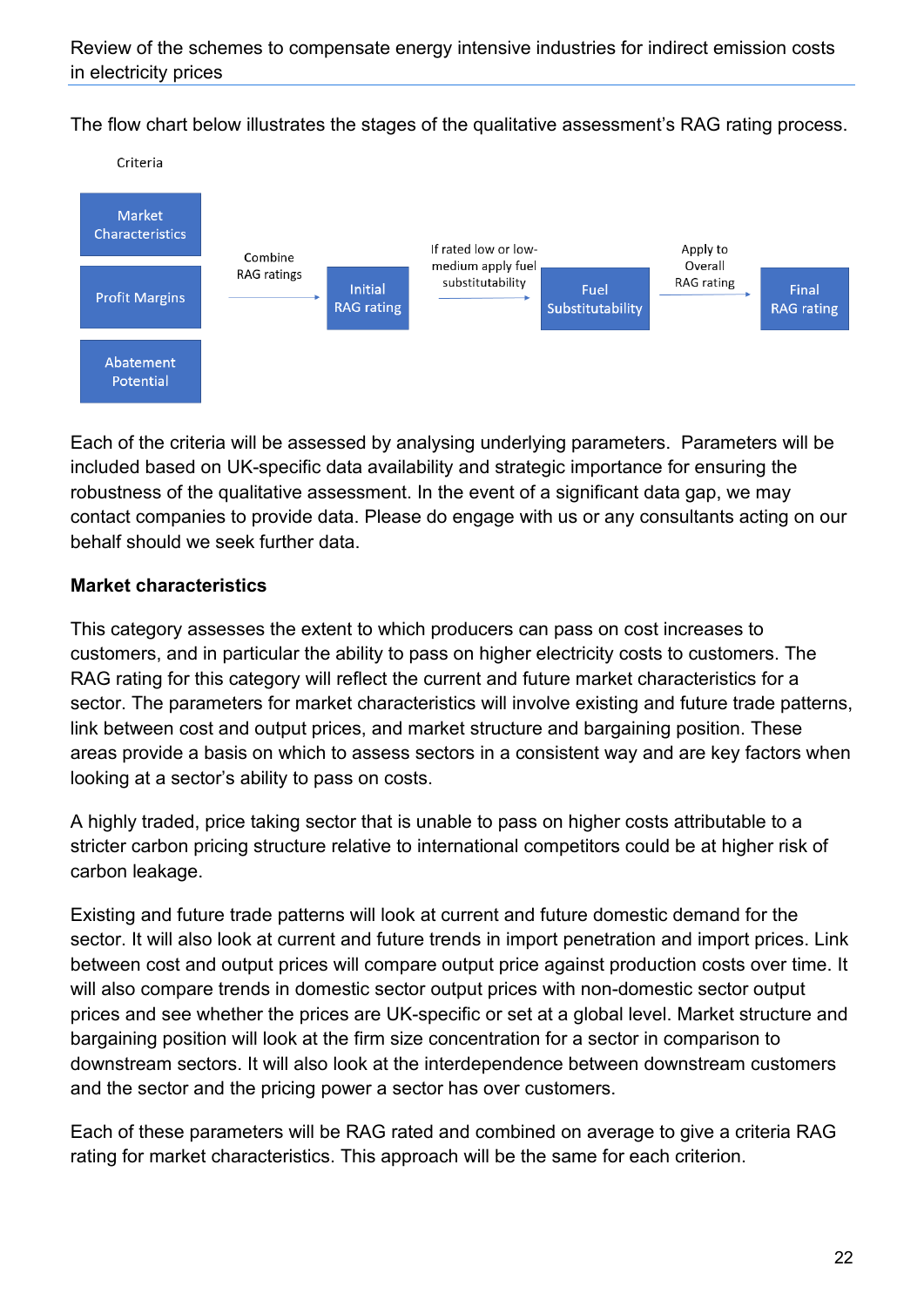The flow chart below illustrates the stages of the qualitative assessment's RAG rating process.

Criteria

- Market Characteristics
- Profit Margins
- Abatement Potential

Combine RAG ratings → Initial RAG rating → If rated low or low-medium apply fuel substitutability → Fuel Substitutability → Apply to Overall RAG rating → Final RAG rating

Each of the criteria will be assessed by analysing underlying parameters. Parameters will be included based on UK-specific data availability and strategic importance for ensuring the robustness of the qualitative assessment. In the event of a significant data gap, we may contact companies to provide data. Please do engage with us or any consultants acting on our behalf should we seek further data.

**Market characteristics**

This category assesses the extent to which producers can pass on cost increases to customers, and in particular the ability to pass on higher electricity costs to customers. The RAG rating for this category will reflect the current and future market characteristics for a sector. The parameters for market characteristics will involve existing and future trade patterns, link between cost and output prices, and market structure and bargaining position. These areas provide a basis on which to assess sectors in a consistent way and are key factors when looking at a sector's ability to pass on costs.

A highly traded, price taking sector that is unable to pass on higher costs attributable to a stricter carbon pricing structure relative to international competitors could be at higher risk of carbon leakage.

Existing and future trade patterns will look at current and future domestic demand for the sector. It will also look at current and future trends in import penetration and import prices. Link between cost and output prices will compare output price against production costs over time. It will also compare trends in domestic sector output prices with non-domestic sector output prices and see whether the prices are UK-specific or set at a global level. Market structure and bargaining position will look at the firm size concentration for a sector in comparison to downstream sectors. It will also look at the interdependence between downstream customers and the sector and the pricing power a sector has over customers.

Each of these parameters will be RAG rated and combined on average to give a criteria RAG rating for market characteristics. This approach will be the same for each criterion.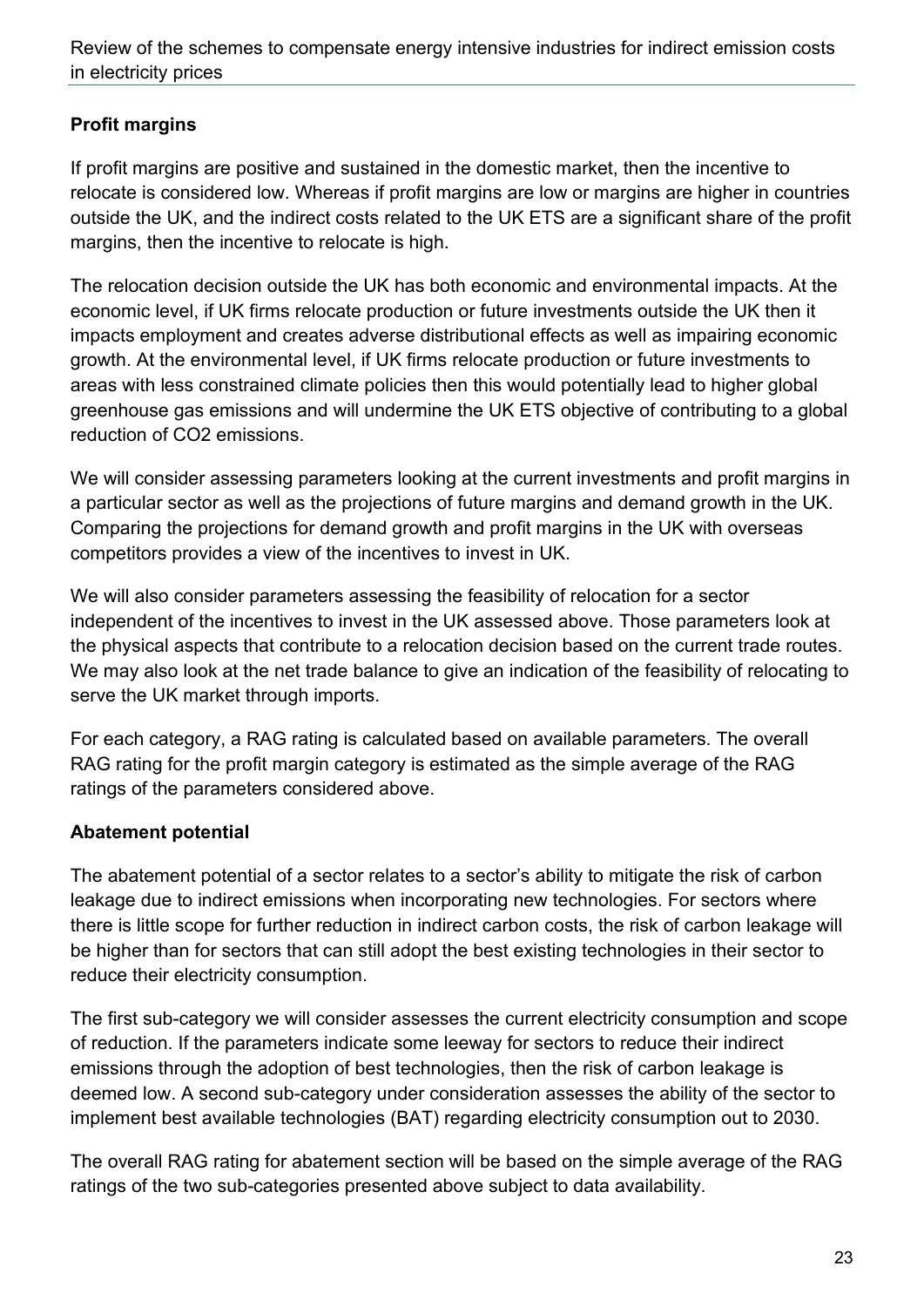**Profit margins**

If profit margins are positive and sustained in the domestic market, then the incentive to relocate is considered low. Whereas if profit margins are low or margins are higher in countries outside the UK, and the indirect costs related to the UK ETS are a significant share of the profit margins, then the incentive to relocate is high.

The relocation decision outside the UK has both economic and environmental impacts. At the economic level, if UK firms relocate production or future investments outside the UK then it impacts employment and creates adverse distributional effects as well as impairing economic growth. At the environmental level, if UK firms relocate production or future investments to areas with less constrained climate policies then this would potentially lead to higher global greenhouse gas emissions and will undermine the UK ETS objective of contributing to a global reduction of $CO_2$ emissions.

We will consider assessing parameters looking at the current investments and profit margins in a particular sector as well as the projections of future margins and demand growth in the UK. Comparing the projections for demand growth and profit margins in the UK with overseas competitors provides a view of the incentives to invest in UK.

We will also consider parameters assessing the feasibility of relocation for a sector independent of the incentives to invest in the UK assessed above. Those parameters look at the physical aspects that contribute to a relocation decision based on the current trade routes. We may also look at the net trade balance to give an indication of the feasibility of relocating to serve the UK market through imports.

For each category, a RAG rating is calculated based on available parameters. The overall RAG rating for the profit margin category is estimated as the simple average of the RAG ratings of the parameters considered above.

**Abatement potential**

The abatement potential of a sector relates to a sector's ability to mitigate the risk of carbon leakage due to indirect emissions when incorporating new technologies. For sectors where there is little scope for further reduction in indirect carbon costs, the risk of carbon leakage will be higher than for sectors that can still adopt the best existing technologies in their sector to reduce their electricity consumption.

The first sub-category we will consider assesses the current electricity consumption and scope of reduction. If the parameters indicate some leeway for sectors to reduce their indirect emissions through the adoption of best technologies, then the risk of carbon leakage is deemed low. A second sub-category under consideration assesses the ability of the sector to implement best available technologies (BAT) regarding electricity consumption out to 2030.

The overall RAG rating for abatement section will be based on the simple average of the RAG ratings of the two sub-categories presented above subject to data availability.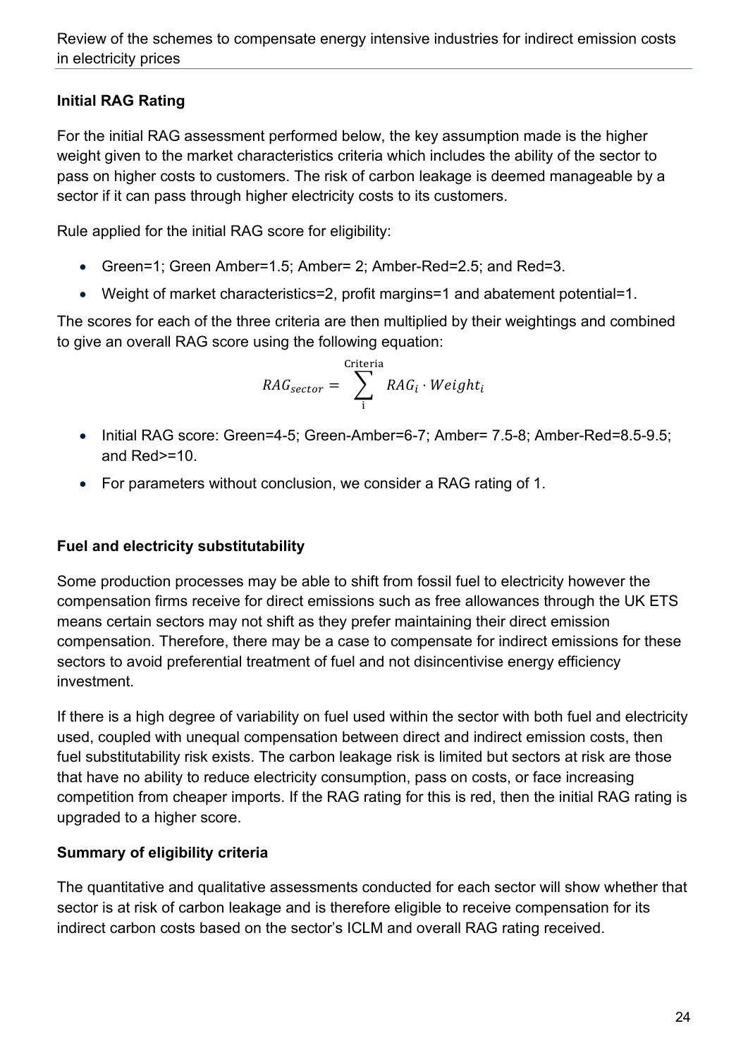### Initial RAG Rating

For the initial RAG assessment performed below, the key assumption made is the higher weight given to the market characteristics criteria which includes the ability of the sector to pass on higher costs to customers. The risk of carbon leakage is deemed manageable by a sector if it can pass through higher electricity costs to its customers.

Rule applied for the initial RAG score for eligibility:

- Green=1; Green Amber=1.5; Amber= 2; Amber-Red=2.5; and Red=3.
- Weight of market characteristics=2, profit margins=1 and abatement potential=1.

The scores for each of the three criteria are then multiplied by their weightings and combined to give an overall RAG score using the following equation:

$$RAG_{sector} = \sum_{\mathrm{i}}^{\mathrm{Criteria}} RAG_i \cdot Weight_i$$

- Initial RAG score: Green=4-5; Green-Amber=6-7; Amber= 7.5-8; Amber-Red=8.5-9.5; and Red>=10.
- For parameters without conclusion, we consider a RAG rating of 1.

### Fuel and electricity substitutability

Some production processes may be able to shift from fossil fuel to electricity however the compensation firms receive for direct emissions such as free allowances through the UK ETS means certain sectors may not shift as they prefer maintaining their direct emission compensation. Therefore, there may be a case to compensate for indirect emissions for these sectors to avoid preferential treatment of fuel and not disincentivise energy efficiency investment.

If there is a high degree of variability on fuel used within the sector with both fuel and electricity used, coupled with unequal compensation between direct and indirect emission costs, then fuel substitutability risk exists. The carbon leakage risk is limited but sectors at risk are those that have no ability to reduce electricity consumption, pass on costs, or face increasing competition from cheaper imports. If the RAG rating for this is red, then the initial RAG rating is upgraded to a higher score.

### Summary of eligibility criteria

The quantitative and qualitative assessments conducted for each sector will show whether that sector is at risk of carbon leakage and is therefore eligible to receive compensation for its indirect carbon costs based on the sector's ICLM and overall RAG rating received.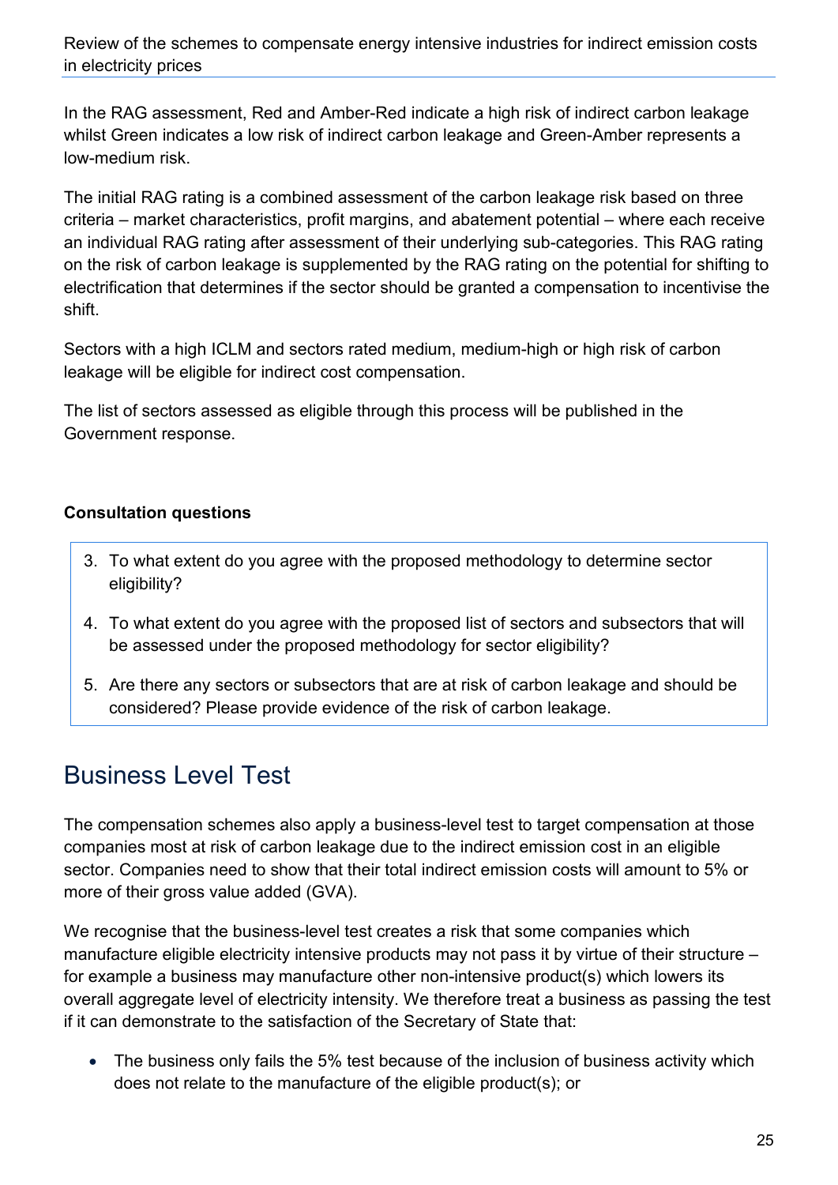In the RAG assessment, Red and Amber-Red indicate a high risk of indirect carbon leakage whilst Green indicates a low risk of indirect carbon leakage and Green-Amber represents a low-medium risk.

The initial RAG rating is a combined assessment of the carbon leakage risk based on three criteria – market characteristics, profit margins, and abatement potential – where each receive an individual RAG rating after assessment of their underlying sub-categories. This RAG rating on the risk of carbon leakage is supplemented by the RAG rating on the potential for shifting to electrification that determines if the sector should be granted a compensation to incentivise the shift.

Sectors with a high ICLM and sectors rated medium, medium-high or high risk of carbon leakage will be eligible for indirect cost compensation.

The list of sectors assessed as eligible through this process will be published in the Government response.

**Consultation questions**

3. To what extent do you agree with the proposed methodology to determine sector eligibility?
4. To what extent do you agree with the proposed list of sectors and subsectors that will be assessed under the proposed methodology for sector eligibility?
5. Are there any sectors or subsectors that are at risk of carbon leakage and should be considered? Please provide evidence of the risk of carbon leakage.

## Business Level Test

The compensation schemes also apply a business-level test to target compensation at those companies most at risk of carbon leakage due to the indirect emission cost in an eligible sector. Companies need to show that their total indirect emission costs will amount to 5% or more of their gross value added (GVA).

We recognise that the business-level test creates a risk that some companies which manufacture eligible electricity intensive products may not pass it by virtue of their structure – for example a business may manufacture other non-intensive product(s) which lowers its overall aggregate level of electricity intensity. We therefore treat a business as passing the test if it can demonstrate to the satisfaction of the Secretary of State that:

- The business only fails the 5% test because of the inclusion of business activity which does not relate to the manufacture of the eligible product(s); or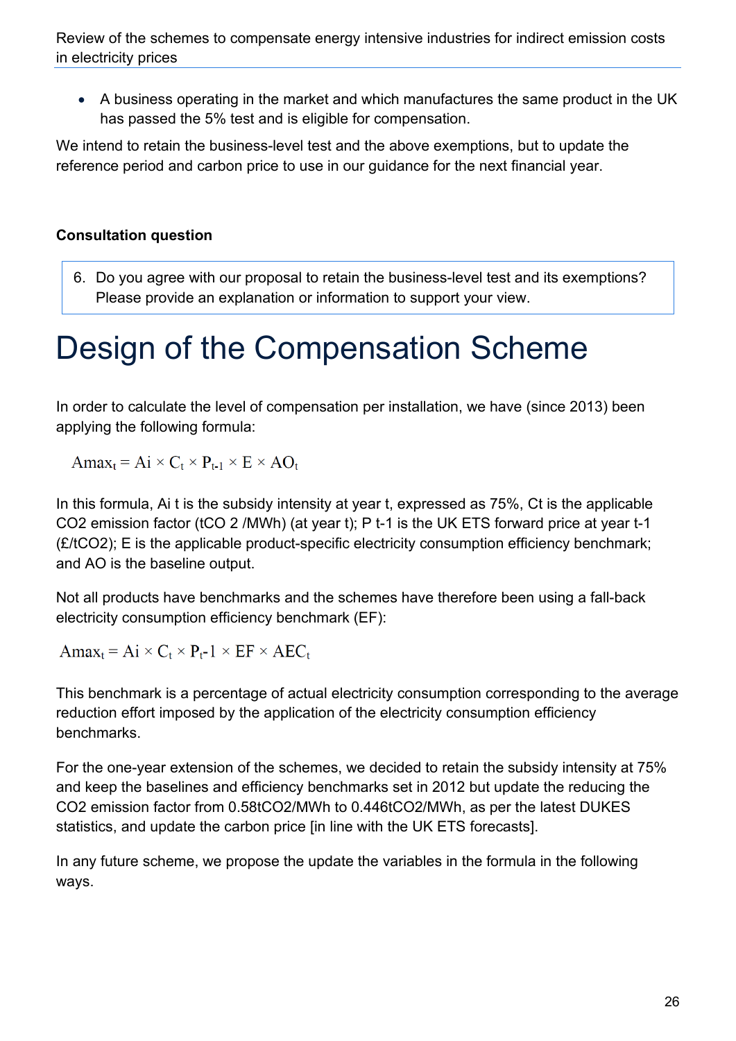- A business operating in the market and which manufactures the same product in the UK has passed the 5% test and is eligible for compensation.

We intend to retain the business-level test and the above exemptions, but to update the reference period and carbon price to use in our guidance for the next financial year.

**Consultation question**

6. Do you agree with our proposal to retain the business-level test and its exemptions? Please provide an explanation or information to support your view.

# Design of the Compensation Scheme

In order to calculate the level of compensation per installation, we have (since 2013) been applying the following formula:

$$Amax_t = Ai \times C_t \times P_{t-1} \times E \times AO_t$$

In this formula, Ai t is the subsidy intensity at year t, expressed as 75%, Ct is the applicable $CO_2$ emission factor ($tCO_2/MWh$) (at year t); P t-1 is the UK ETS forward price at year t-1 (£/$tCO_2$); E is the applicable product-specific electricity consumption efficiency benchmark; and AO is the baseline output.

Not all products have benchmarks and the schemes have therefore been using a fall-back electricity consumption efficiency benchmark (EF):

$$Amax_t = Ai \times C_t \times P_t\text{-}1 \times EF \times AEC_t$$

This benchmark is a percentage of actual electricity consumption corresponding to the average reduction effort imposed by the application of the electricity consumption efficiency benchmarks.

For the one-year extension of the schemes, we decided to retain the subsidy intensity at 75% and keep the baselines and efficiency benchmarks set in 2012 but update the reducing the $CO_2$ emission factor from 0.58$tCO_2$/MWh to 0.446$tCO_2$/MWh, as per the latest DUKES statistics, and update the carbon price [in line with the UK ETS forecasts].

In any future scheme, we propose the update the variables in the formula in the following ways.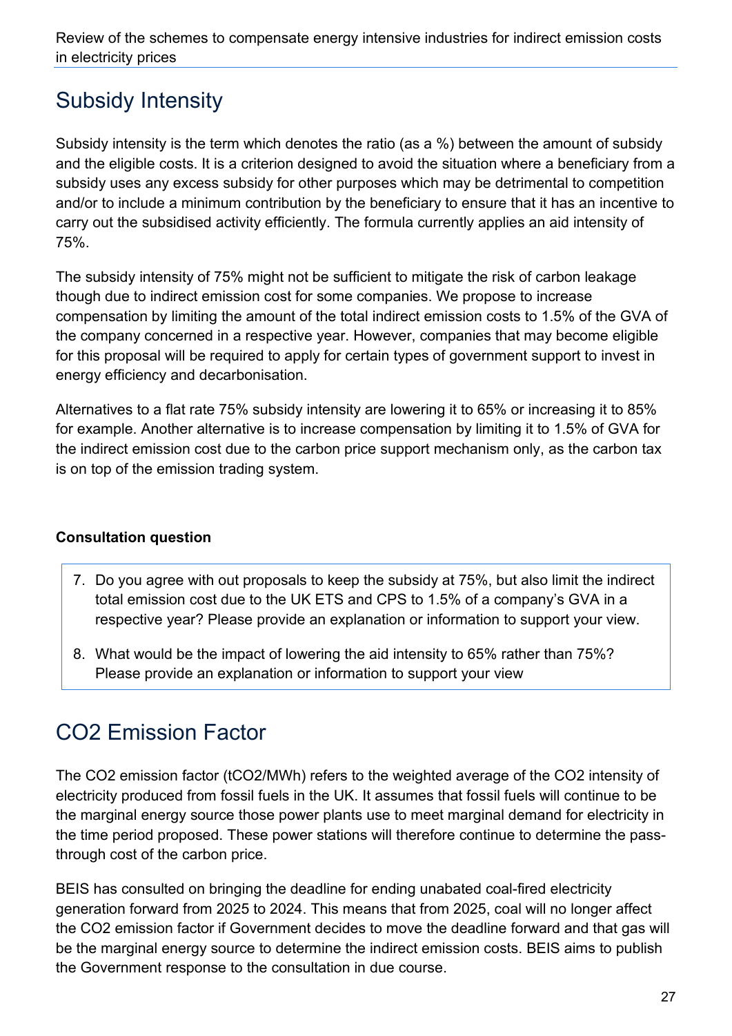## Subsidy Intensity

Subsidy intensity is the term which denotes the ratio (as a %) between the amount of subsidy and the eligible costs. It is a criterion designed to avoid the situation where a beneficiary from a subsidy uses any excess subsidy for other purposes which may be detrimental to competition and/or to include a minimum contribution by the beneficiary to ensure that it has an incentive to carry out the subsidised activity efficiently. The formula currently applies an aid intensity of 75%.

The subsidy intensity of 75% might not be sufficient to mitigate the risk of carbon leakage though due to indirect emission cost for some companies. We propose to increase compensation by limiting the amount of the total indirect emission costs to 1.5% of the GVA of the company concerned in a respective year. However, companies that may become eligible for this proposal will be required to apply for certain types of government support to invest in energy efficiency and decarbonisation.

Alternatives to a flat rate 75% subsidy intensity are lowering it to 65% or increasing it to 85% for example. Another alternative is to increase compensation by limiting it to 1.5% of GVA for the indirect emission cost due to the carbon price support mechanism only, as the carbon tax is on top of the emission trading system.

**Consultation question**

7. Do you agree with out proposals to keep the subsidy at 75%, but also limit the indirect total emission cost due to the UK ETS and CPS to 1.5% of a company's GVA in a respective year? Please provide an explanation or information to support your view.
8. What would be the impact of lowering the aid intensity to 65% rather than 75%? Please provide an explanation or information to support your view

## $CO_2$ Emission Factor

The $CO_2$ emission factor ($tCO_2/MWh$) refers to the weighted average of the $CO_2$ intensity of electricity produced from fossil fuels in the UK. It assumes that fossil fuels will continue to be the marginal energy source those power plants use to meet marginal demand for electricity in the time period proposed. These power stations will therefore continue to determine the pass-through cost of the carbon price.

BEIS has consulted on bringing the deadline for ending unabated coal-fired electricity generation forward from 2025 to 2024. This means that from 2025, coal will no longer affect the $CO_2$ emission factor if Government decides to move the deadline forward and that gas will be the marginal energy source to determine the indirect emission costs. BEIS aims to publish the Government response to the consultation in due course.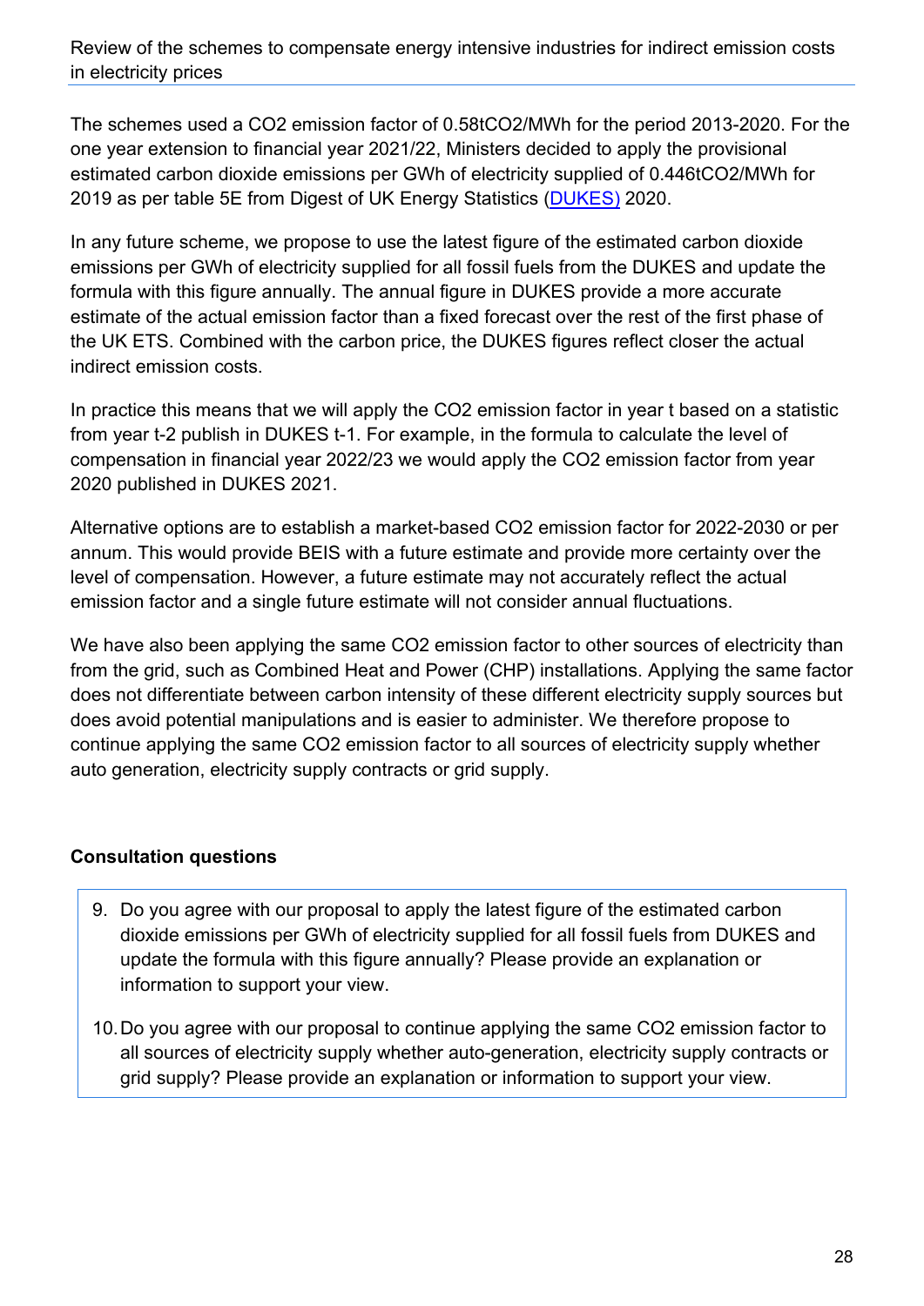The schemes used a $CO_2$ emission factor of 0.58t$CO_2$/MWh for the period 2013-2020. For the one year extension to financial year 2021/22, Ministers decided to apply the provisional estimated carbon dioxide emissions per GWh of electricity supplied of 0.446t$CO_2$/MWh for 2019 as per table 5E from Digest of UK Energy Statistics (DUKES) 2020.

In any future scheme, we propose to use the latest figure of the estimated carbon dioxide emissions per GWh of electricity supplied for all fossil fuels from the DUKES and update the formula with this figure annually. The annual figure in DUKES provide a more accurate estimate of the actual emission factor than a fixed forecast over the rest of the first phase of the UK ETS. Combined with the carbon price, the DUKES figures reflect closer the actual indirect emission costs.

In practice this means that we will apply the $CO_2$ emission factor in year t based on a statistic from year t-2 publish in DUKES t-1. For example, in the formula to calculate the level of compensation in financial year 2022/23 we would apply the $CO_2$ emission factor from year 2020 published in DUKES 2021.

Alternative options are to establish a market-based $CO_2$ emission factor for 2022-2030 or per annum. This would provide BEIS with a future estimate and provide more certainty over the level of compensation. However, a future estimate may not accurately reflect the actual emission factor and a single future estimate will not consider annual fluctuations.

We have also been applying the same $CO_2$ emission factor to other sources of electricity than from the grid, such as Combined Heat and Power (CHP) installations. Applying the same factor does not differentiate between carbon intensity of these different electricity supply sources but does avoid potential manipulations and is easier to administer. We therefore propose to continue applying the same $CO_2$ emission factor to all sources of electricity supply whether auto generation, electricity supply contracts or grid supply.

**Consultation questions**

9. Do you agree with our proposal to apply the latest figure of the estimated carbon dioxide emissions per GWh of electricity supplied for all fossil fuels from DUKES and update the formula with this figure annually? Please provide an explanation or information to support your view.

10. Do you agree with our proposal to continue applying the same $CO_2$ emission factor to all sources of electricity supply whether auto-generation, electricity supply contracts or grid supply? Please provide an explanation or information to support your view.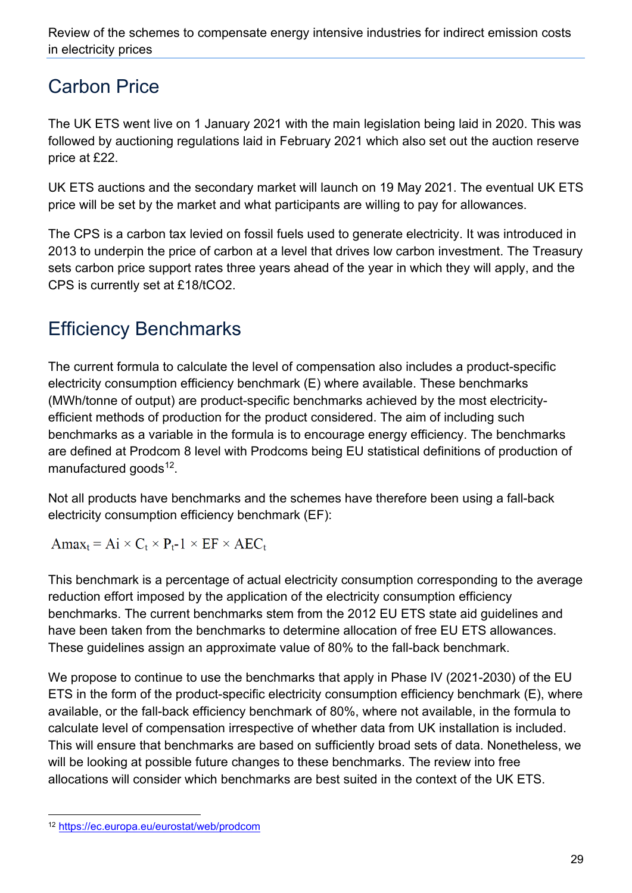## Carbon Price

The UK ETS went live on 1 January 2021 with the main legislation being laid in 2020. This was followed by auctioning regulations laid in February 2021 which also set out the auction reserve price at £22.

UK ETS auctions and the secondary market will launch on 19 May 2021. The eventual UK ETS price will be set by the market and what participants are willing to pay for allowances.

The CPS is a carbon tax levied on fossil fuels used to generate electricity. It was introduced in 2013 to underpin the price of carbon at a level that drives low carbon investment. The Treasury sets carbon price support rates three years ahead of the year in which they will apply, and the CPS is currently set at £18/t$CO_2$.

## Efficiency Benchmarks

The current formula to calculate the level of compensation also includes a product-specific electricity consumption efficiency benchmark (E) where available. These benchmarks (MWh/tonne of output) are product-specific benchmarks achieved by the most electricity-efficient methods of production for the product considered. The aim of including such benchmarks as a variable in the formula is to encourage energy efficiency. The benchmarks are defined at Prodcom 8 level with Prodcoms being EU statistical definitions of production of manufactured goods[12].

Not all products have benchmarks and the schemes have therefore been using a fall-back electricity consumption efficiency benchmark (EF):

$$Amax_t = Ai \times C_t \times P_t\text{-}1 \times EF \times AEC_t$$

This benchmark is a percentage of actual electricity consumption corresponding to the average reduction effort imposed by the application of the electricity consumption efficiency benchmarks. The current benchmarks stem from the 2012 EU ETS state aid guidelines and have been taken from the benchmarks to determine allocation of free EU ETS allowances. These guidelines assign an approximate value of 80% to the fall-back benchmark.

We propose to continue to use the benchmarks that apply in Phase IV (2021-2030) of the EU ETS in the form of the product-specific electricity consumption efficiency benchmark (E), where available, or the fall-back efficiency benchmark of 80%, where not available, in the formula to calculate level of compensation irrespective of whether data from UK installation is included. This will ensure that benchmarks are based on sufficiently broad sets of data. Nonetheless, we will be looking at possible future changes to these benchmarks. The review into free allocations will consider which benchmarks are best suited in the context of the UK ETS.

[12] https://ec.europa.eu/eurostat/web/prodcom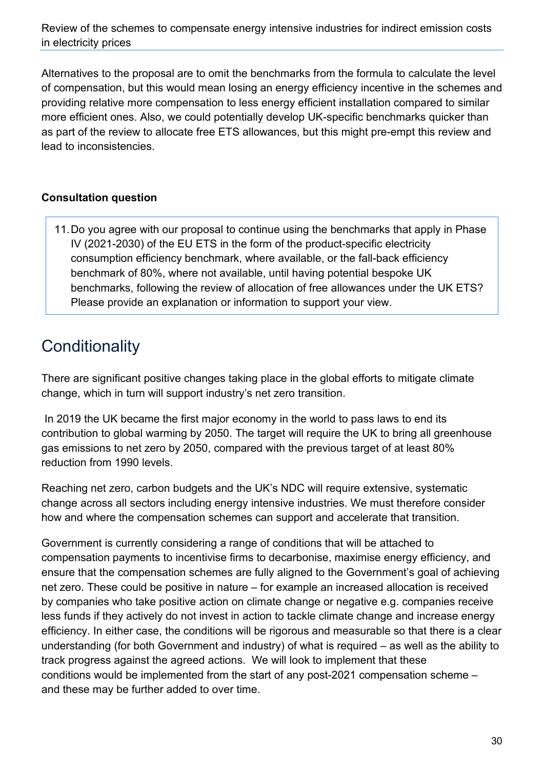Alternatives to the proposal are to omit the benchmarks from the formula to calculate the level of compensation, but this would mean losing an energy efficiency incentive in the schemes and providing relative more compensation to less energy efficient installation compared to similar more efficient ones. Also, we could potentially develop UK-specific benchmarks quicker than as part of the review to allocate free ETS allowances, but this might pre-empt this review and lead to inconsistencies.

**Consultation question**

11. Do you agree with our proposal to continue using the benchmarks that apply in Phase IV (2021-2030) of the EU ETS in the form of the product-specific electricity consumption efficiency benchmark, where available, or the fall-back efficiency benchmark of 80%, where not available, until having potential bespoke UK benchmarks, following the review of allocation of free allowances under the UK ETS? Please provide an explanation or information to support your view.

## Conditionality

There are significant positive changes taking place in the global efforts to mitigate climate change, which in turn will support industry's net zero transition.

In 2019 the UK became the first major economy in the world to pass laws to end its contribution to global warming by 2050. The target will require the UK to bring all greenhouse gas emissions to net zero by 2050, compared with the previous target of at least 80% reduction from 1990 levels.

Reaching net zero, carbon budgets and the UK's NDC will require extensive, systematic change across all sectors including energy intensive industries. We must therefore consider how and where the compensation schemes can support and accelerate that transition.

Government is currently considering a range of conditions that will be attached to compensation payments to incentivise firms to decarbonise, maximise energy efficiency, and ensure that the compensation schemes are fully aligned to the Government's goal of achieving net zero. These could be positive in nature – for example an increased allocation is received by companies who take positive action on climate change or negative e.g. companies receive less funds if they actively do not invest in action to tackle climate change and increase energy efficiency. In either case, the conditions will be rigorous and measurable so that there is a clear understanding (for both Government and industry) of what is required – as well as the ability to track progress against the agreed actions. We will look to implement that these conditions would be implemented from the start of any post-2021 compensation scheme – and these may be further added to over time.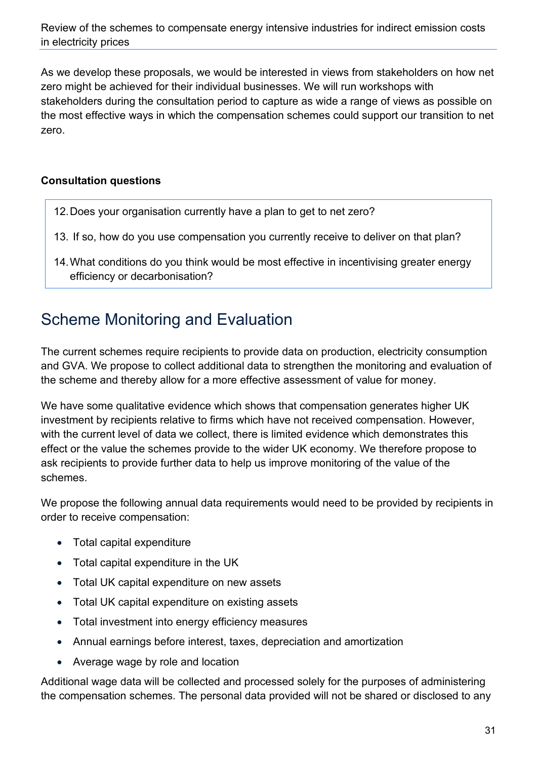As we develop these proposals, we would be interested in views from stakeholders on how net zero might be achieved for their individual businesses. We will run workshops with stakeholders during the consultation period to capture as wide a range of views as possible on the most effective ways in which the compensation schemes could support our transition to net zero.

**Consultation questions**

12. Does your organisation currently have a plan to get to net zero?
13. If so, how do you use compensation you currently receive to deliver on that plan?
14. What conditions do you think would be most effective in incentivising greater energy efficiency or decarbonisation?

## Scheme Monitoring and Evaluation

The current schemes require recipients to provide data on production, electricity consumption and GVA. We propose to collect additional data to strengthen the monitoring and evaluation of the scheme and thereby allow for a more effective assessment of value for money.

We have some qualitative evidence which shows that compensation generates higher UK investment by recipients relative to firms which have not received compensation. However, with the current level of data we collect, there is limited evidence which demonstrates this effect or the value the schemes provide to the wider UK economy. We therefore propose to ask recipients to provide further data to help us improve monitoring of the value of the schemes.

We propose the following annual data requirements would need to be provided by recipients in order to receive compensation:

- Total capital expenditure
- Total capital expenditure in the UK
- Total UK capital expenditure on new assets
- Total UK capital expenditure on existing assets
- Total investment into energy efficiency measures
- Annual earnings before interest, taxes, depreciation and amortization
- Average wage by role and location

Additional wage data will be collected and processed solely for the purposes of administering the compensation schemes. The personal data provided will not be shared or disclosed to any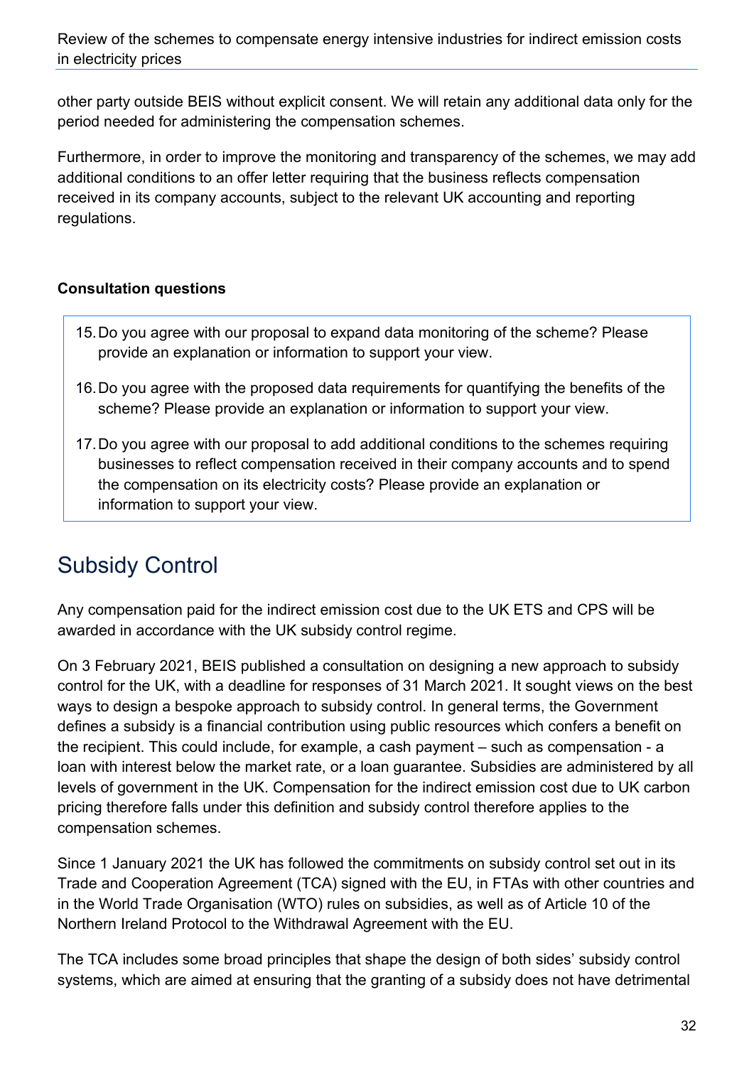other party outside BEIS without explicit consent. We will retain any additional data only for the period needed for administering the compensation schemes.

Furthermore, in order to improve the monitoring and transparency of the schemes, we may add additional conditions to an offer letter requiring that the business reflects compensation received in its company accounts, subject to the relevant UK accounting and reporting regulations.

**Consultation questions**

15. Do you agree with our proposal to expand data monitoring of the scheme? Please provide an explanation or information to support your view.
16. Do you agree with the proposed data requirements for quantifying the benefits of the scheme? Please provide an explanation or information to support your view.
17. Do you agree with our proposal to add additional conditions to the schemes requiring businesses to reflect compensation received in their company accounts and to spend the compensation on its electricity costs? Please provide an explanation or information to support your view.

## Subsidy Control

Any compensation paid for the indirect emission cost due to the UK ETS and CPS will be awarded in accordance with the UK subsidy control regime.

On 3 February 2021, BEIS published a consultation on designing a new approach to subsidy control for the UK, with a deadline for responses of 31 March 2021. It sought views on the best ways to design a bespoke approach to subsidy control. In general terms, the Government defines a subsidy is a financial contribution using public resources which confers a benefit on the recipient. This could include, for example, a cash payment – such as compensation - a loan with interest below the market rate, or a loan guarantee. Subsidies are administered by all levels of government in the UK. Compensation for the indirect emission cost due to UK carbon pricing therefore falls under this definition and subsidy control therefore applies to the compensation schemes.

Since 1 January 2021 the UK has followed the commitments on subsidy control set out in its Trade and Cooperation Agreement (TCA) signed with the EU, in FTAs with other countries and in the World Trade Organisation (WTO) rules on subsidies, as well as of Article 10 of the Northern Ireland Protocol to the Withdrawal Agreement with the EU.

The TCA includes some broad principles that shape the design of both sides' subsidy control systems, which are aimed at ensuring that the granting of a subsidy does not have detrimental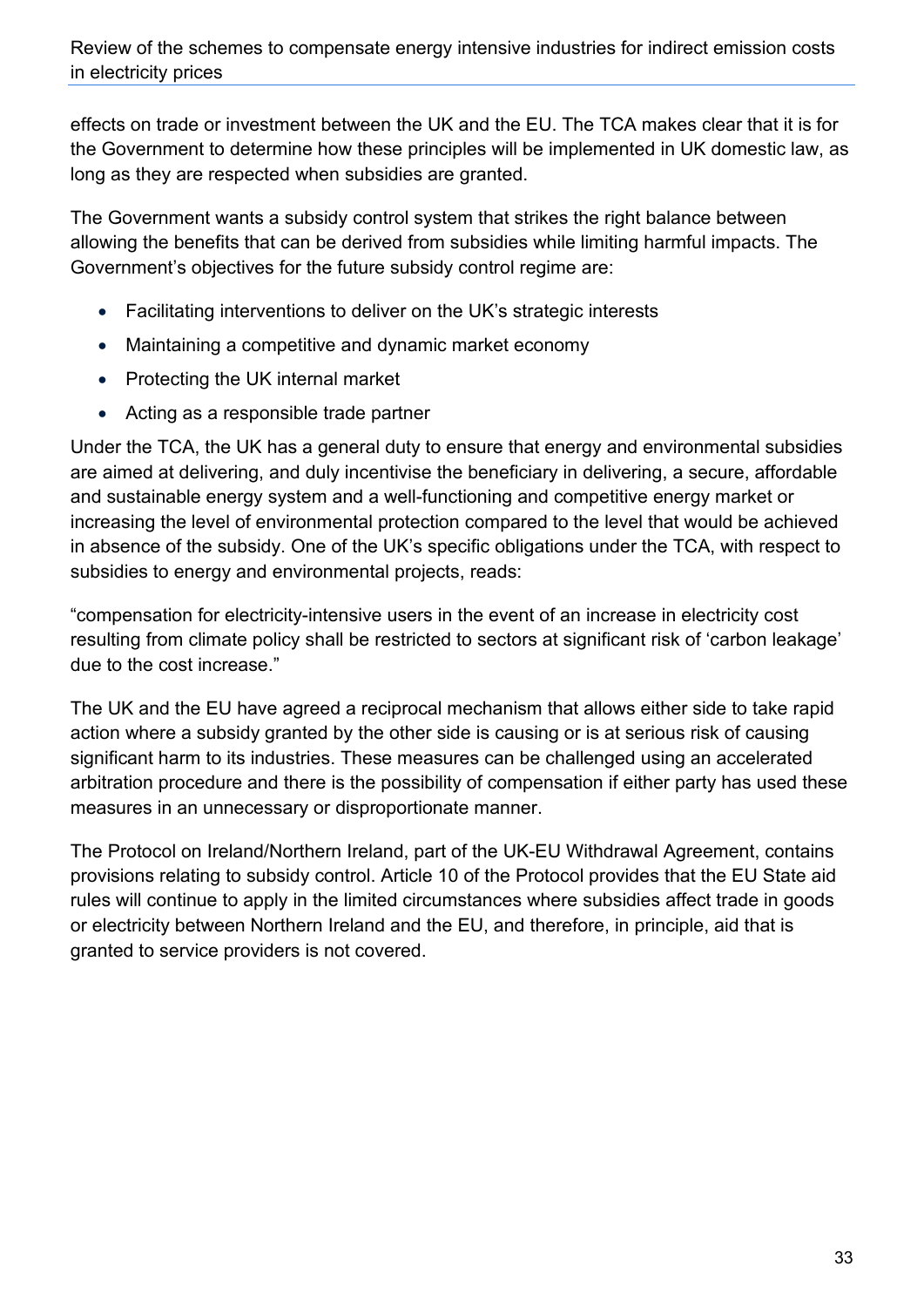effects on trade or investment between the UK and the EU. The TCA makes clear that it is for the Government to determine how these principles will be implemented in UK domestic law, as long as they are respected when subsidies are granted.

The Government wants a subsidy control system that strikes the right balance between allowing the benefits that can be derived from subsidies while limiting harmful impacts. The Government's objectives for the future subsidy control regime are:

- Facilitating interventions to deliver on the UK's strategic interests
- Maintaining a competitive and dynamic market economy
- Protecting the UK internal market
- Acting as a responsible trade partner

Under the TCA, the UK has a general duty to ensure that energy and environmental subsidies are aimed at delivering, and duly incentivise the beneficiary in delivering, a secure, affordable and sustainable energy system and a well-functioning and competitive energy market or increasing the level of environmental protection compared to the level that would be achieved in absence of the subsidy. One of the UK's specific obligations under the TCA, with respect to subsidies to energy and environmental projects, reads:

"compensation for electricity-intensive users in the event of an increase in electricity cost resulting from climate policy shall be restricted to sectors at significant risk of 'carbon leakage' due to the cost increase."

The UK and the EU have agreed a reciprocal mechanism that allows either side to take rapid action where a subsidy granted by the other side is causing or is at serious risk of causing significant harm to its industries. These measures can be challenged using an accelerated arbitration procedure and there is the possibility of compensation if either party has used these measures in an unnecessary or disproportionate manner.

The Protocol on Ireland/Northern Ireland, part of the UK-EU Withdrawal Agreement, contains provisions relating to subsidy control. Article 10 of the Protocol provides that the EU State aid rules will continue to apply in the limited circumstances where subsidies affect trade in goods or electricity between Northern Ireland and the EU, and therefore, in principle, aid that is granted to service providers is not covered.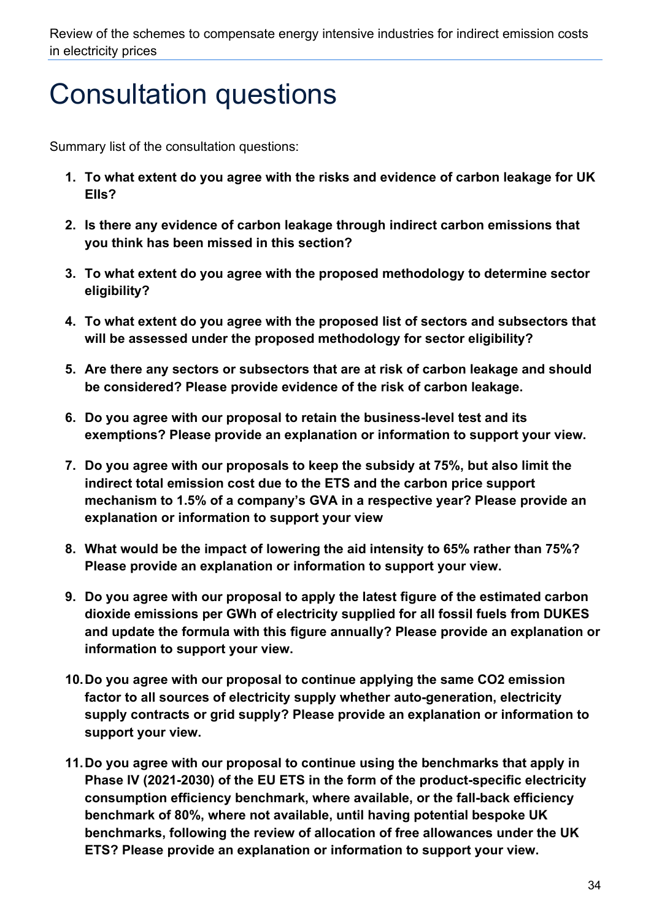# Consultation questions

Summary list of the consultation questions:

1. **To what extent do you agree with the risks and evidence of carbon leakage for UK EIIs?**

2. **Is there any evidence of carbon leakage through indirect carbon emissions that you think has been missed in this section?**

3. **To what extent do you agree with the proposed methodology to determine sector eligibility?**

4. **To what extent do you agree with the proposed list of sectors and subsectors that will be assessed under the proposed methodology for sector eligibility?**

5. **Are there any sectors or subsectors that are at risk of carbon leakage and should be considered? Please provide evidence of the risk of carbon leakage.**

6. **Do you agree with our proposal to retain the business-level test and its exemptions? Please provide an explanation or information to support your view.**

7. **Do you agree with our proposals to keep the subsidy at 75%, but also limit the indirect total emission cost due to the ETS and the carbon price support mechanism to 1.5% of a company's GVA in a respective year? Please provide an explanation or information to support your view**

8. **What would be the impact of lowering the aid intensity to 65% rather than 75%? Please provide an explanation or information to support your view.**

9. **Do you agree with our proposal to apply the latest figure of the estimated carbon dioxide emissions per GWh of electricity supplied for all fossil fuels from DUKES and update the formula with this figure annually? Please provide an explanation or information to support your view.**

10. **Do you agree with our proposal to continue applying the same CO2 emission factor to all sources of electricity supply whether auto-generation, electricity supply contracts or grid supply? Please provide an explanation or information to support your view.**

11. **Do you agree with our proposal to continue using the benchmarks that apply in Phase IV (2021-2030) of the EU ETS in the form of the product-specific electricity consumption efficiency benchmark, where available, or the fall-back efficiency benchmark of 80%, where not available, until having potential bespoke UK benchmarks, following the review of allocation of free allowances under the UK ETS? Please provide an explanation or information to support your view.**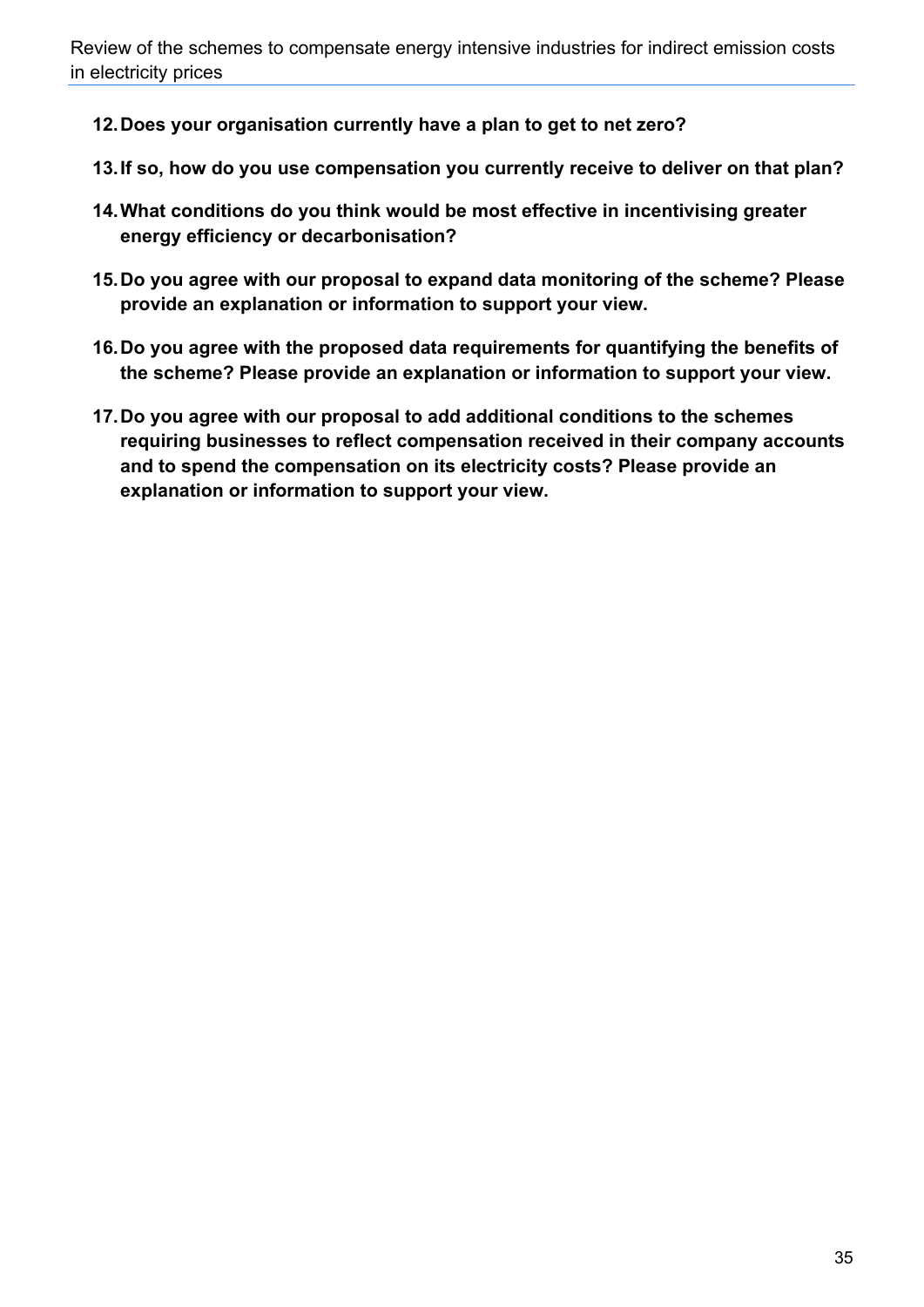**12. Does your organisation currently have a plan to get to net zero?**

**13. If so, how do you use compensation you currently receive to deliver on that plan?**

**14. What conditions do you think would be most effective in incentivising greater energy efficiency or decarbonisation?**

**15. Do you agree with our proposal to expand data monitoring of the scheme? Please provide an explanation or information to support your view.**

**16. Do you agree with the proposed data requirements for quantifying the benefits of the scheme? Please provide an explanation or information to support your view.**

**17. Do you agree with our proposal to add additional conditions to the schemes requiring businesses to reflect compensation received in their company accounts and to spend the compensation on its electricity costs? Please provide an explanation or information to support your view.**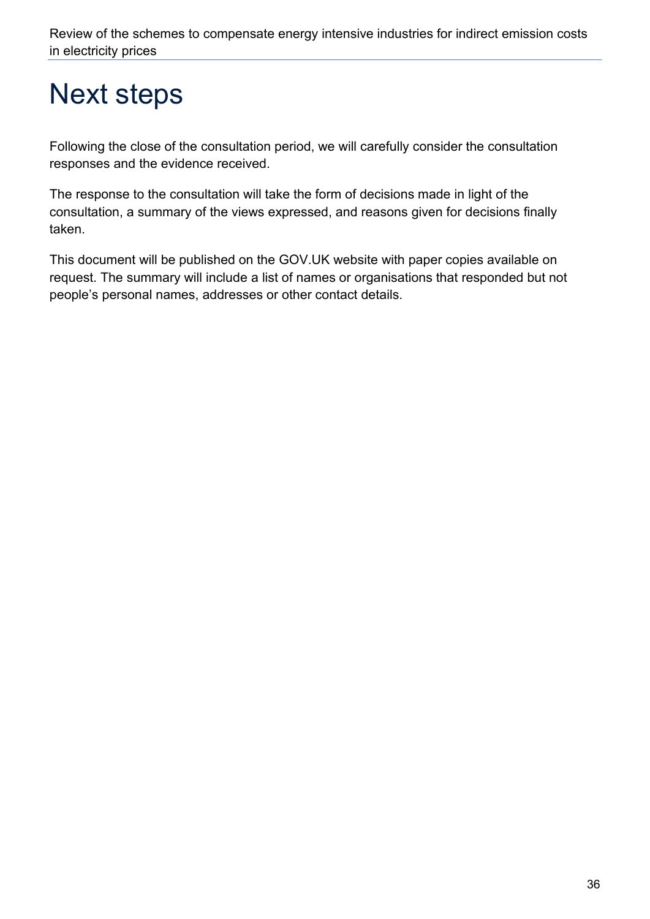# Next steps

Following the close of the consultation period, we will carefully consider the consultation responses and the evidence received.

The response to the consultation will take the form of decisions made in light of the consultation, a summary of the views expressed, and reasons given for decisions finally taken.

This document will be published on the GOV.UK website with paper copies available on request. The summary will include a list of names or organisations that responded but not people's personal names, addresses or other contact details.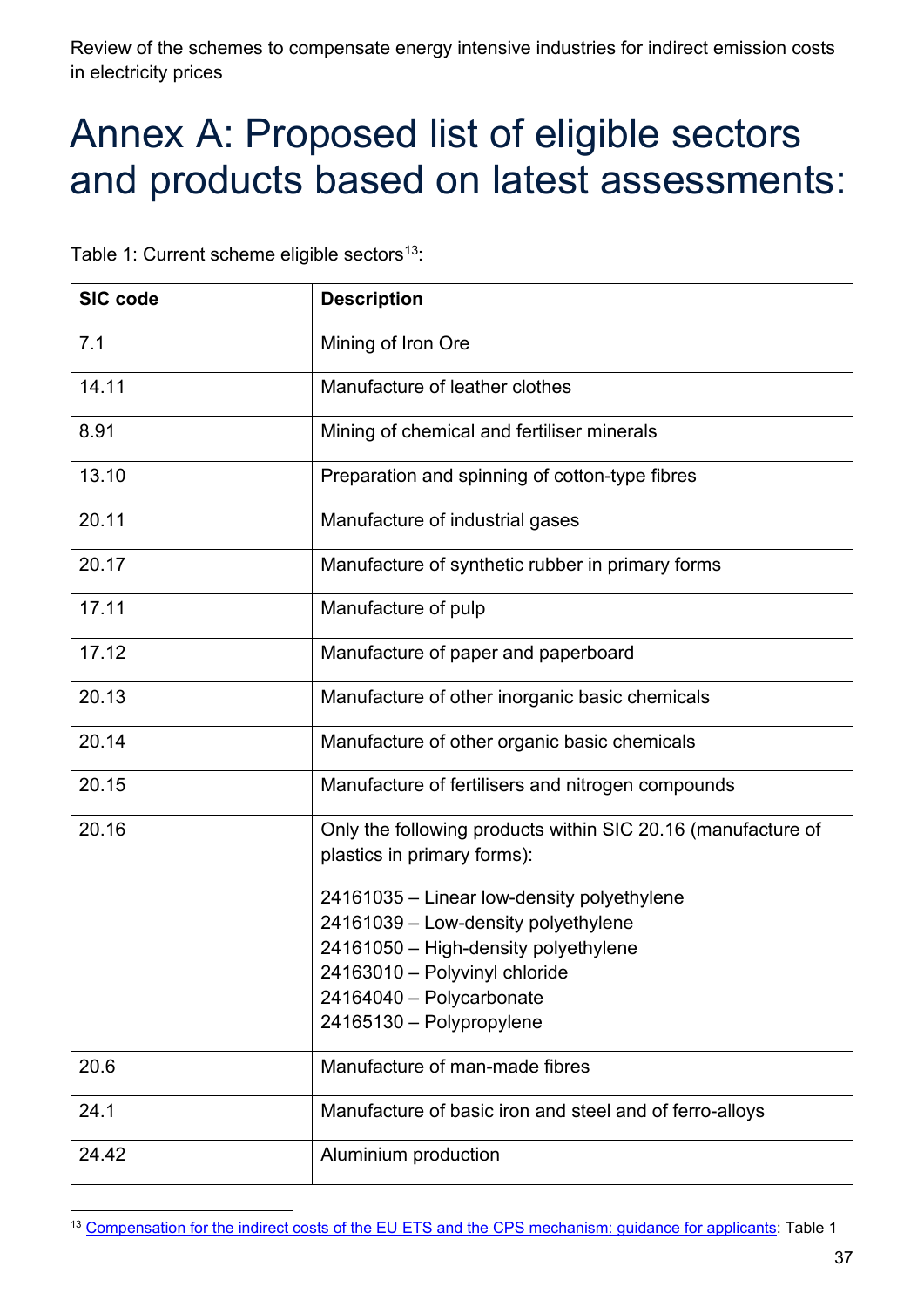# Annex A: Proposed list of eligible sectors and products based on latest assessments:

Table 1: Current scheme eligible sectors[13]:

| SIC code | Description |
|---|---|
| 7.1 | Mining of Iron Ore |
| 14.11 | Manufacture of leather clothes |
| 8.91 | Mining of chemical and fertiliser minerals |
| 13.10 | Preparation and spinning of cotton-type fibres |
| 20.11 | Manufacture of industrial gases |
| 20.17 | Manufacture of synthetic rubber in primary forms |
| 17.11 | Manufacture of pulp |
| 17.12 | Manufacture of paper and paperboard |
| 20.13 | Manufacture of other inorganic basic chemicals |
| 20.14 | Manufacture of other organic basic chemicals |
| 20.15 | Manufacture of fertilisers and nitrogen compounds |
| 20.16 | Only the following products within SIC 20.16 (manufacture of plastics in primary forms):<br><br>24161035 – Linear low-density polyethylene<br>24161039 – Low-density polyethylene<br>24161050 – High-density polyethylene<br>24163010 – Polyvinyl chloride<br>24164040 – Polycarbonate<br>24165130 – Polypropylene |
| 20.6 | Manufacture of man-made fibres |
| 24.1 | Manufacture of basic iron and steel and of ferro-alloys |
| 24.42 | Aluminium production |

[13] Compensation for the indirect costs of the EU ETS and the CPS mechanism: guidance for applicants: Table 1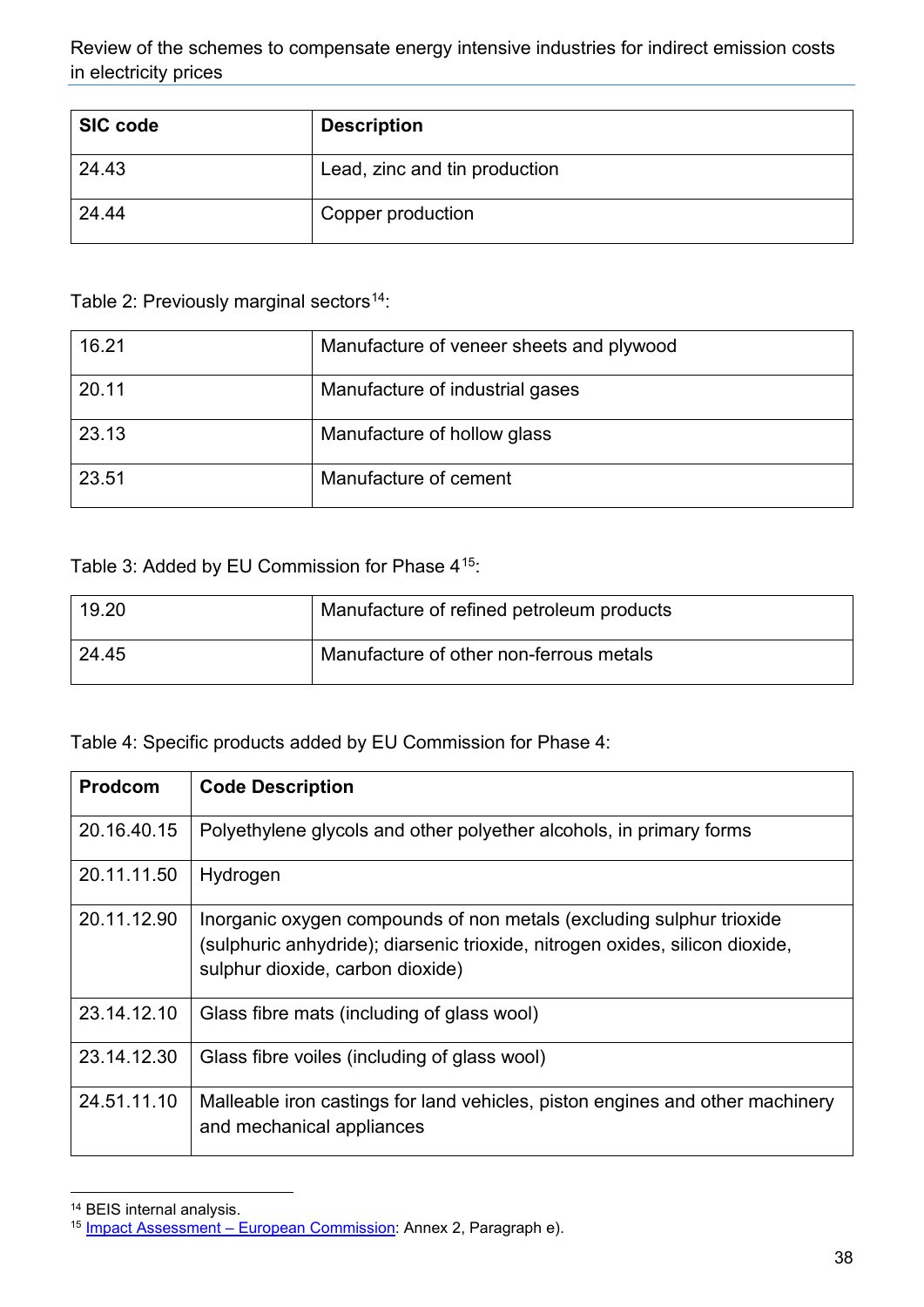| SIC code | Description |
|---|---|
| 24.43 | Lead, zinc and tin production |
| 24.44 | Copper production |

Table 2: Previously marginal sectors[14]:

| | |
|---|---|
| 16.21 | Manufacture of veneer sheets and plywood |
| 20.11 | Manufacture of industrial gases |
| 23.13 | Manufacture of hollow glass |
| 23.51 | Manufacture of cement |

Table 3: Added by EU Commission for Phase 4[15]:

| | |
|---|---|
| 19.20 | Manufacture of refined petroleum products |
| 24.45 | Manufacture of other non-ferrous metals |

Table 4: Specific products added by EU Commission for Phase 4:

| Prodcom | Code Description |
|---|---|
| 20.16.40.15 | Polyethylene glycols and other polyether alcohols, in primary forms |
| 20.11.11.50 | Hydrogen |
| 20.11.12.90 | Inorganic oxygen compounds of non metals (excluding sulphur trioxide (sulphuric anhydride); diarsenic trioxide, nitrogen oxides, silicon dioxide, sulphur dioxide, carbon dioxide) |
| 23.14.12.10 | Glass fibre mats (including of glass wool) |
| 23.14.12.30 | Glass fibre voiles (including of glass wool) |
| 24.51.11.10 | Malleable iron castings for land vehicles, piston engines and other machinery and mechanical appliances |

[14] BEIS internal analysis.
[15] Impact Assessment – European Commission: Annex 2, Paragraph e).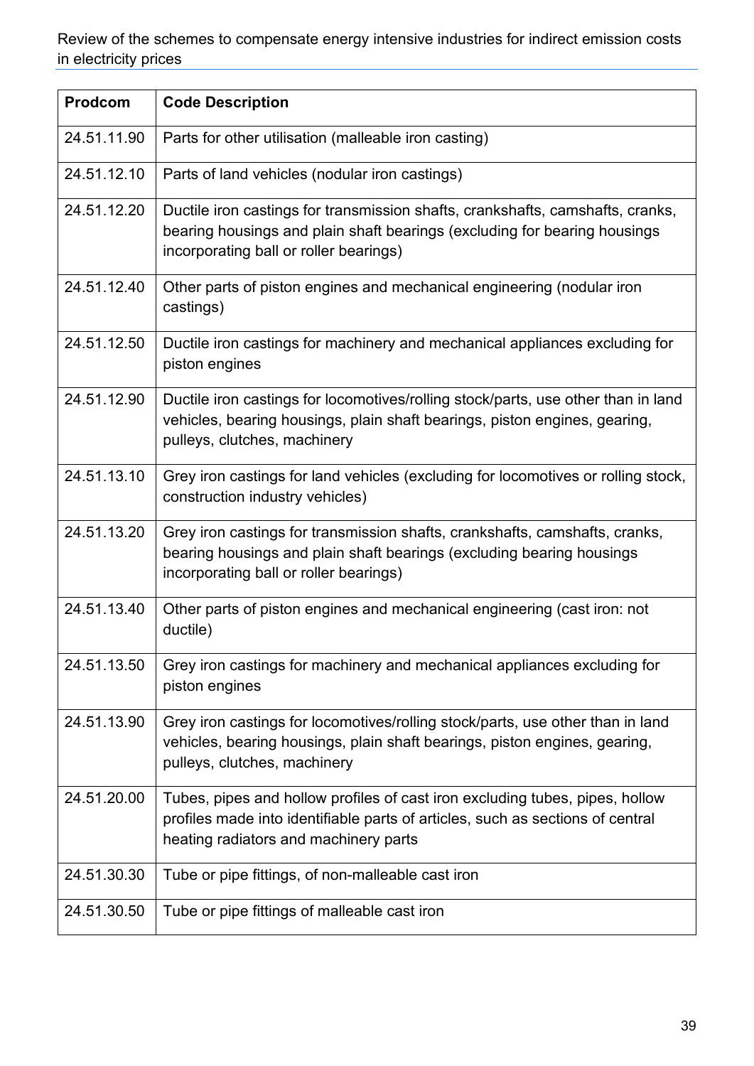| Prodcom | Code Description |
| --- | --- |
| 24.51.11.90 | Parts for other utilisation (malleable iron casting) |
| 24.51.12.10 | Parts of land vehicles (nodular iron castings) |
| 24.51.12.20 | Ductile iron castings for transmission shafts, crankshafts, camshafts, cranks, bearing housings and plain shaft bearings (excluding for bearing housings incorporating ball or roller bearings) |
| 24.51.12.40 | Other parts of piston engines and mechanical engineering (nodular iron castings) |
| 24.51.12.50 | Ductile iron castings for machinery and mechanical appliances excluding for piston engines |
| 24.51.12.90 | Ductile iron castings for locomotives/rolling stock/parts, use other than in land vehicles, bearing housings, plain shaft bearings, piston engines, gearing, pulleys, clutches, machinery |
| 24.51.13.10 | Grey iron castings for land vehicles (excluding for locomotives or rolling stock, construction industry vehicles) |
| 24.51.13.20 | Grey iron castings for transmission shafts, crankshafts, camshafts, cranks, bearing housings and plain shaft bearings (excluding bearing housings incorporating ball or roller bearings) |
| 24.51.13.40 | Other parts of piston engines and mechanical engineering (cast iron: not ductile) |
| 24.51.13.50 | Grey iron castings for machinery and mechanical appliances excluding for piston engines |
| 24.51.13.90 | Grey iron castings for locomotives/rolling stock/parts, use other than in land vehicles, bearing housings, plain shaft bearings, piston engines, gearing, pulleys, clutches, machinery |
| 24.51.20.00 | Tubes, pipes and hollow profiles of cast iron excluding tubes, pipes, hollow profiles made into identifiable parts of articles, such as sections of central heating radiators and machinery parts |
| 24.51.30.30 | Tube or pipe fittings, of non-malleable cast iron |
| 24.51.30.50 | Tube or pipe fittings of malleable cast iron |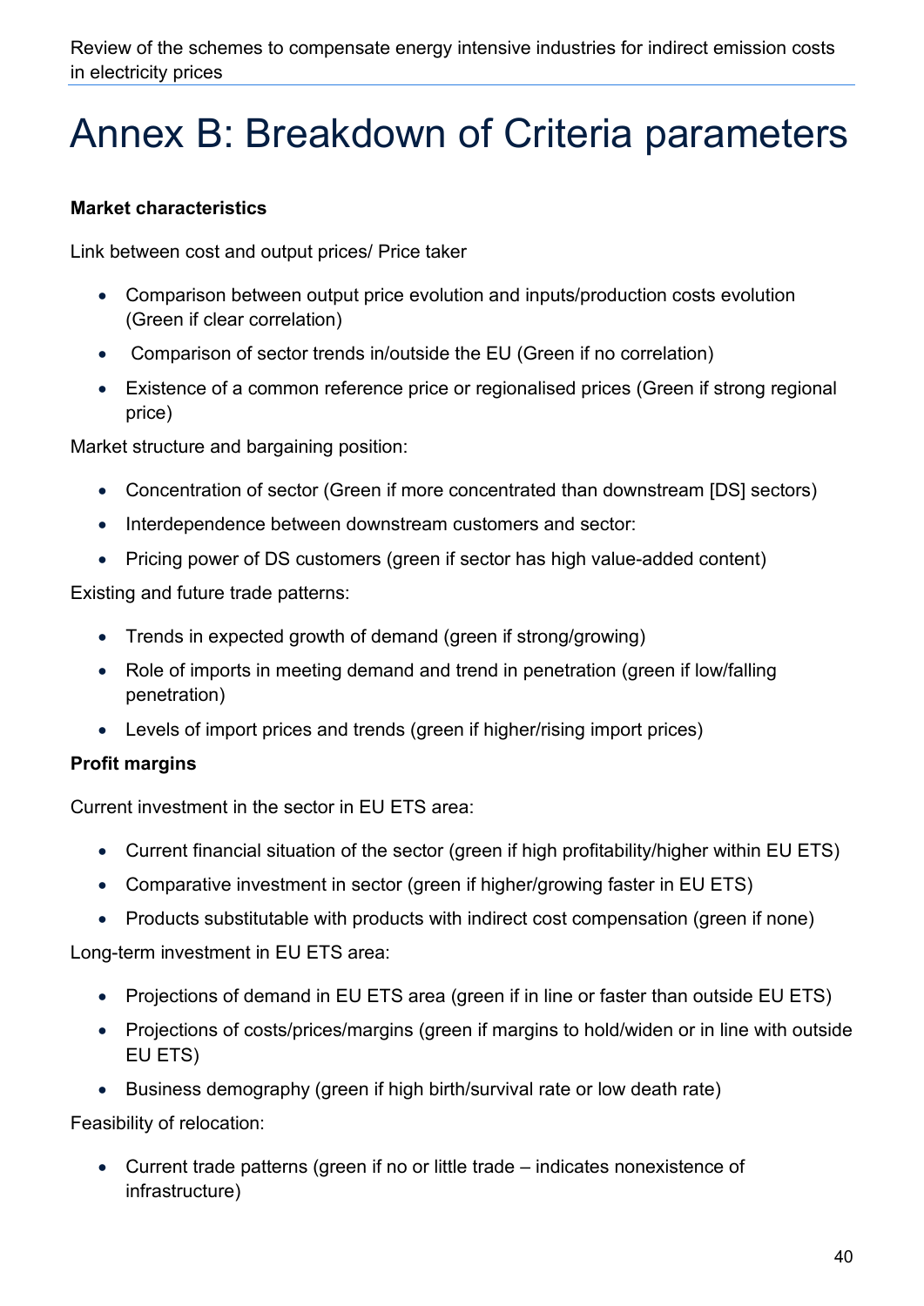# Annex B: Breakdown of Criteria parameters

**Market characteristics**

Link between cost and output prices/ Price taker

- Comparison between output price evolution and inputs/production costs evolution (Green if clear correlation)
- Comparison of sector trends in/outside the EU (Green if no correlation)
- Existence of a common reference price or regionalised prices (Green if strong regional price)

Market structure and bargaining position:

- Concentration of sector (Green if more concentrated than downstream [DS] sectors)
- Interdependence between downstream customers and sector:
- Pricing power of DS customers (green if sector has high value-added content)

Existing and future trade patterns:

- Trends in expected growth of demand (green if strong/growing)
- Role of imports in meeting demand and trend in penetration (green if low/falling penetration)
- Levels of import prices and trends (green if higher/rising import prices)

**Profit margins**

Current investment in the sector in EU ETS area:

- Current financial situation of the sector (green if high profitability/higher within EU ETS)
- Comparative investment in sector (green if higher/growing faster in EU ETS)
- Products substitutable with products with indirect cost compensation (green if none)

Long-term investment in EU ETS area:

- Projections of demand in EU ETS area (green if in line or faster than outside EU ETS)
- Projections of costs/prices/margins (green if margins to hold/widen or in line with outside EU ETS)
- Business demography (green if high birth/survival rate or low death rate)

Feasibility of relocation:

- Current trade patterns (green if no or little trade – indicates nonexistence of infrastructure)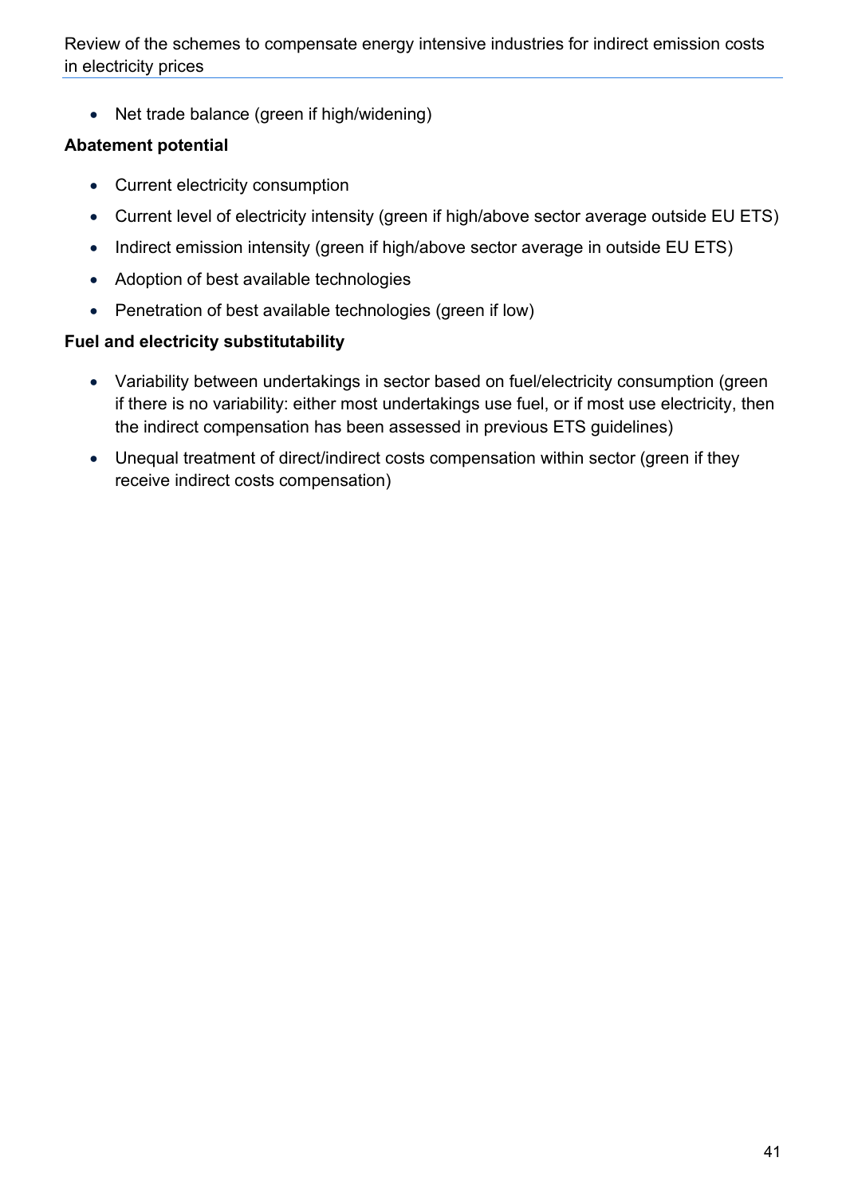- Net trade balance (green if high/widening)

**Abatement potential**

- Current electricity consumption
- Current level of electricity intensity (green if high/above sector average outside EU ETS)
- Indirect emission intensity (green if high/above sector average in outside EU ETS)
- Adoption of best available technologies
- Penetration of best available technologies (green if low)

**Fuel and electricity substitutability**

- Variability between undertakings in sector based on fuel/electricity consumption (green if there is no variability: either most undertakings use fuel, or if most use electricity, then the indirect compensation has been assessed in previous ETS guidelines)
- Unequal treatment of direct/indirect costs compensation within sector (green if they receive indirect costs compensation)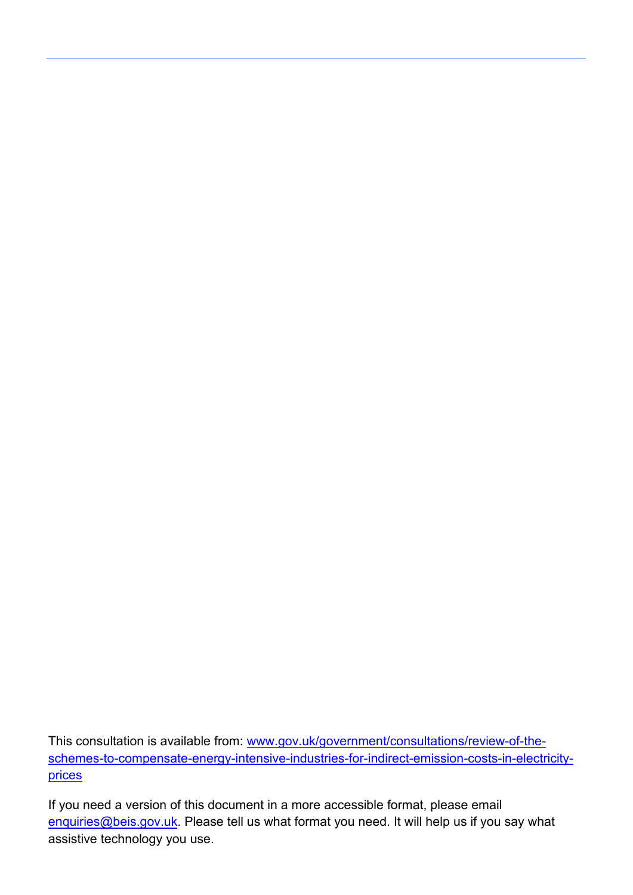This consultation is available from: [www.gov.uk/government/consultations/review-of-the-schemes-to-compensate-energy-intensive-industries-for-indirect-emission-costs-in-electricity-prices](www.gov.uk/government/consultations/review-of-the-schemes-to-compensate-energy-intensive-industries-for-indirect-emission-costs-in-electricity-prices)

If you need a version of this document in a more accessible format, please email [enquiries@beis.gov.uk](mailto:enquiries@beis.gov.uk). Please tell us what format you need. It will help us if you say what assistive technology you use.